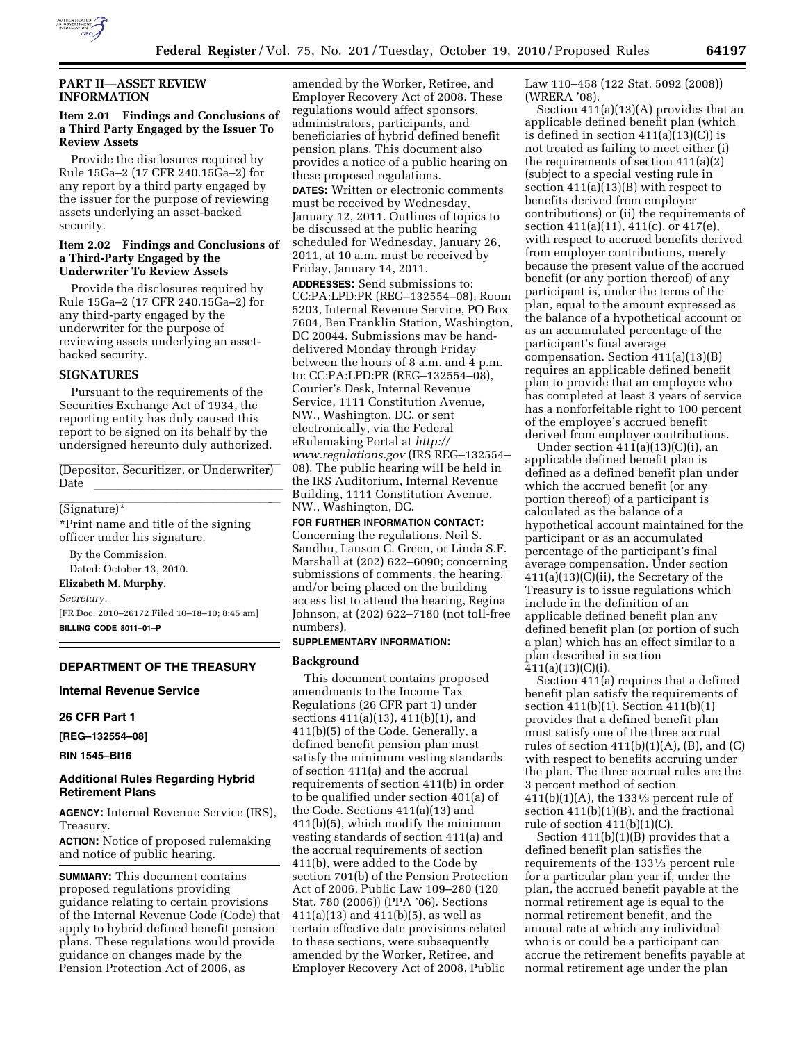## PART II—ASSET REVIEW INFORMATION

### Item 2.01 Findings and Conclusions of a Third Party Engaged by the Issuer To Review Assets

Provide the disclosures required by Rule 15Ga–2 (17 CFR 240.15Ga–2) for any report by a third party engaged by the issuer for the purpose of reviewing assets underlying an asset-backed security.

### Item 2.02 Findings and Conclusions of a Third-Party Engaged by the Underwriter To Review Assets

Provide the disclosures required by Rule 15Ga–2 (17 CFR 240.15Ga–2) for any third-party engaged by the underwriter for the purpose of reviewing assets underlying an asset-backed security.

### SIGNATURES

Pursuant to the requirements of the Securities Exchange Act of 1934, the reporting entity has duly caused this report to be signed on its behalf by the undersigned hereunto duly authorized.

(Depositor, Securitizer, or Underwriter)

Date

(Signature)*

*Print name and title of the signing officer under his signature.

By the Commission.

Dated: October 13, 2010.

**Elizabeth M. Murphy,**

*Secretary.*

[FR Doc. 2010–26172 Filed 10–18–10; 8:45 am]

**BILLING CODE 8011–01–P**

---

## DEPARTMENT OF THE TREASURY

### Internal Revenue Service

### 26 CFR Part 1

### [REG–132554–08]

### RIN 1545–BI16

### Additional Rules Regarding Hybrid Retirement Plans

**AGENCY:** Internal Revenue Service (IRS), Treasury.

**ACTION:** Notice of proposed rulemaking and notice of public hearing.

**SUMMARY:** This document contains proposed regulations providing guidance relating to certain provisions of the Internal Revenue Code (Code) that apply to hybrid defined benefit pension plans. These regulations would provide guidance on changes made by the Pension Protection Act of 2006, as amended by the Worker, Retiree, and Employer Recovery Act of 2008. These regulations would affect sponsors, administrators, participants, and beneficiaries of hybrid defined benefit pension plans. This document also provides a notice of a public hearing on these proposed regulations.

**DATES:** Written or electronic comments must be received by Wednesday, January 12, 2011. Outlines of topics to be discussed at the public hearing scheduled for Wednesday, January 26, 2011, at 10 a.m. must be received by Friday, January 14, 2011.

**ADDRESSES:** Send submissions to: CC:PA:LPD:PR (REG–132554–08), Room 5203, Internal Revenue Service, PO Box 7604, Ben Franklin Station, Washington, DC 20044. Submissions may be hand-delivered Monday through Friday between the hours of 8 a.m. and 4 p.m. to: CC:PA:LPD:PR (REG–132554–08), Courier's Desk, Internal Revenue Service, 1111 Constitution Avenue, NW., Washington, DC, or sent electronically, via the Federal eRulemaking Portal at *http://www.regulations.gov* (IRS REG–132554–08). The public hearing will be held in the IRS Auditorium, Internal Revenue Building, 1111 Constitution Avenue, NW., Washington, DC.

**FOR FURTHER INFORMATION CONTACT:** Concerning the regulations, Neil S. Sandhu, Lauson C. Green, or Linda S.F. Marshall at (202) 622–6090; concerning submissions of comments, the hearing, and/or being placed on the building access list to attend the hearing, Regina Johnson, at (202) 622–7180 (not toll-free numbers).

**SUPPLEMENTARY INFORMATION:**

### Background

This document contains proposed amendments to the Income Tax Regulations (26 CFR part 1) under sections 411(a)(13), 411(b)(1), and 411(b)(5) of the Code. Generally, a defined benefit pension plan must satisfy the minimum vesting standards of section 411(a) and the accrual requirements of section 411(b) in order to be qualified under section 401(a) of the Code. Sections 411(a)(13) and 411(b)(5), which modify the minimum vesting standards of section 411(a) and the accrual requirements of section 411(b), were added to the Code by section 701(b) of the Pension Protection Act of 2006, Public Law 109–280 (120 Stat. 780 (2006)) (PPA '06). Sections 411(a)(13) and 411(b)(5), as well as certain effective date provisions related to these sections, were subsequently amended by the Worker, Retiree, and Employer Recovery Act of 2008, Public Law 110–458 (122 Stat. 5092 (2008)) (WRERA '08).

Section 411(a)(13)(A) provides that an applicable defined benefit plan (which is defined in section 411(a)(13)(C)) is not treated as failing to meet either (i) the requirements of section 411(a)(2) (subject to a special vesting rule in section 411(a)(13)(B) with respect to benefits derived from employer contributions) or (ii) the requirements of section 411(a)(11), 411(c), or 417(e), with respect to accrued benefits derived from employer contributions, merely because the present value of the accrued benefit (or any portion thereof) of any participant is, under the terms of the plan, equal to the amount expressed as the balance of a hypothetical account or as an accumulated percentage of the participant's final average compensation. Section 411(a)(13)(B) requires an applicable defined benefit plan to provide that an employee who has completed at least 3 years of service has a nonforfeitable right to 100 percent of the employee's accrued benefit derived from employer contributions.

Under section 411(a)(13)(C)(i), an applicable defined benefit plan is defined as a defined benefit plan under which the accrued benefit (or any portion thereof) of a participant is calculated as the balance of a hypothetical account maintained for the participant or as an accumulated percentage of the participant's final average compensation. Under section 411(a)(13)(C)(ii), the Secretary of the Treasury is to issue regulations which include in the definition of an applicable defined benefit plan any defined benefit plan (or portion of such a plan) which has an effect similar to a plan described in section 411(a)(13)(C)(i).

Section 411(a) requires that a defined benefit plan satisfy the requirements of section 411(b)(1). Section 411(b)(1) provides that a defined benefit plan must satisfy one of the three accrual rules of section 411(b)(1)(A), (B), and (C) with respect to benefits accruing under the plan. The three accrual rules are the 3 percent method of section 411(b)(1)(A), the 133⅓ percent rule of section 411(b)(1)(B), and the fractional rule of section 411(b)(1)(C).

Section 411(b)(1)(B) provides that a defined benefit plan satisfies the requirements of the 133⅓ percent rule for a particular plan year if, under the plan, the accrued benefit payable at the normal retirement age is equal to the normal retirement benefit, and the annual rate at which any individual who is or could be a participant can accrue the retirement benefits payable at normal retirement age under the plan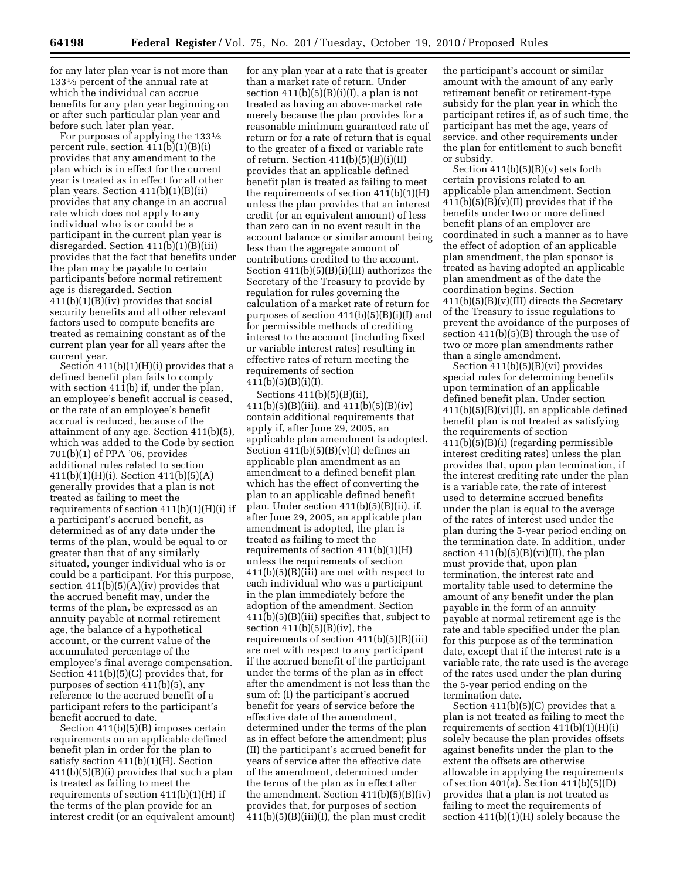for any later plan year is not more than 133⅓ percent of the annual rate at which the individual can accrue benefits for any plan year beginning on or after such particular plan year and before such later plan year.

For purposes of applying the 133⅓ percent rule, section 411(b)(1)(B)(i) provides that any amendment to the plan which is in effect for the current year is treated as in effect for all other plan years. Section 411(b)(1)(B)(ii) provides that any change in an accrual rate which does not apply to any individual who is or could be a participant in the current plan year is disregarded. Section 411(b)(1)(B)(iii) provides that the fact that benefits under the plan may be payable to certain participants before normal retirement age is disregarded. Section 411(b)(1)(B)(iv) provides that social security benefits and all other relevant factors used to compute benefits are treated as remaining constant as of the current plan year for all years after the current year.

Section 411(b)(1)(H)(i) provides that a defined benefit plan fails to comply with section 411(b) if, under the plan, an employee's benefit accrual is ceased, or the rate of an employee's benefit accrual is reduced, because of the attainment of any age. Section 411(b)(5), which was added to the Code by section 701(b)(1) of PPA '06, provides additional rules related to section 411(b)(1)(H)(i). Section 411(b)(5)(A) generally provides that a plan is not treated as failing to meet the requirements of section 411(b)(1)(H)(i) if a participant's accrued benefit, as determined as of any date under the terms of the plan, would be equal to or greater than that of any similarly situated, younger individual who is or could be a participant. For this purpose, section 411(b)(5)(A)(iv) provides that the accrued benefit may, under the terms of the plan, be expressed as an annuity payable at normal retirement age, the balance of a hypothetical account, or the current value of the accumulated percentage of the employee's final average compensation. Section 411(b)(5)(G) provides that, for purposes of section 411(b)(5), any reference to the accrued benefit of a participant refers to the participant's benefit accrued to date.

Section 411(b)(5)(B) imposes certain requirements on an applicable defined benefit plan in order for the plan to satisfy section 411(b)(1)(H). Section 411(b)(5)(B)(i) provides that such a plan is treated as failing to meet the requirements of section 411(b)(1)(H) if the terms of the plan provide for an interest credit (or an equivalent amount) for any plan year at a rate that is greater than a market rate of return. Under section 411(b)(5)(B)(i)(I), a plan is not treated as having an above-market rate merely because the plan provides for a reasonable minimum guaranteed rate of return or for a rate of return that is equal to the greater of a fixed or variable rate of return. Section 411(b)(5)(B)(i)(II) provides that an applicable defined benefit plan is treated as failing to meet the requirements of section 411(b)(1)(H) unless the plan provides that an interest credit (or an equivalent amount) of less than zero can in no event result in the account balance or similar amount being less than the aggregate amount of contributions credited to the account. Section 411(b)(5)(B)(i)(III) authorizes the Secretary of the Treasury to provide by regulation for rules governing the calculation of a market rate of return for purposes of section 411(b)(5)(B)(i)(I) and for permissible methods of crediting interest to the account (including fixed or variable interest rates) resulting in effective rates of return meeting the requirements of section 411(b)(5)(B)(i)(I).

Sections 411(b)(5)(B)(ii), 411(b)(5)(B)(iii), and 411(b)(5)(B)(iv) contain additional requirements that apply if, after June 29, 2005, an applicable plan amendment is adopted. Section 411(b)(5)(B)(v)(I) defines an applicable plan amendment as an amendment to a defined benefit plan which has the effect of converting the plan to an applicable defined benefit plan. Under section 411(b)(5)(B)(ii), if, after June 29, 2005, an applicable plan amendment is adopted, the plan is treated as failing to meet the requirements of section 411(b)(1)(H) unless the requirements of section 411(b)(5)(B)(iii) are met with respect to each individual who was a participant in the plan immediately before the adoption of the amendment. Section 411(b)(5)(B)(iii) specifies that, subject to section 411(b)(5)(B)(iv), the requirements of section 411(b)(5)(B)(iii) are met with respect to any participant if the accrued benefit of the participant under the terms of the plan as in effect after the amendment is not less than the sum of: (I) the participant's accrued benefit for years of service before the effective date of the amendment, determined under the terms of the plan as in effect before the amendment; plus (II) the participant's accrued benefit for years of service after the effective date of the amendment, determined under the terms of the plan as in effect after the amendment. Section 411(b)(5)(B)(iv) provides that, for purposes of section 411(b)(5)(B)(iii)(I), the plan must credit the participant's account or similar amount with the amount of any early retirement benefit or retirement-type subsidy for the plan year in which the participant retires if, as of such time, the participant has met the age, years of service, and other requirements under the plan for entitlement to such benefit or subsidy.

Section 411(b)(5)(B)(v) sets forth certain provisions related to an applicable plan amendment. Section 411(b)(5)(B)(v)(II) provides that if the benefits under two or more defined benefit plans of an employer are coordinated in such a manner as to have the effect of adoption of an applicable plan amendment, the plan sponsor is treated as having adopted an applicable plan amendment as of the date the coordination begins. Section 411(b)(5)(B)(v)(III) directs the Secretary of the Treasury to issue regulations to prevent the avoidance of the purposes of section 411(b)(5)(B) through the use of two or more plan amendments rather than a single amendment.

Section 411(b)(5)(B)(vi) provides special rules for determining benefits upon termination of an applicable defined benefit plan. Under section 411(b)(5)(B)(vi)(I), an applicable defined benefit plan is not treated as satisfying the requirements of section 411(b)(5)(B)(i) (regarding permissible interest crediting rates) unless the plan provides that, upon plan termination, if the interest crediting rate under the plan is a variable rate, the rate of interest used to determine accrued benefits under the plan is equal to the average of the rates of interest used under the plan during the 5-year period ending on the termination date. In addition, under section 411(b)(5)(B)(vi)(II), the plan must provide that, upon plan termination, the interest rate and mortality table used to determine the amount of any benefit under the plan payable in the form of an annuity payable at normal retirement age is the rate and table specified under the plan for this purpose as of the termination date, except that if the interest rate is a variable rate, the rate used is the average of the rates used under the plan during the 5-year period ending on the termination date.

Section 411(b)(5)(C) provides that a plan is not treated as failing to meet the requirements of section 411(b)(1)(H)(i) solely because the plan provides offsets against benefits under the plan to the extent the offsets are otherwise allowable in applying the requirements of section 401(a). Section 411(b)(5)(D) provides that a plan is not treated as failing to meet the requirements of section 411(b)(1)(H) solely because the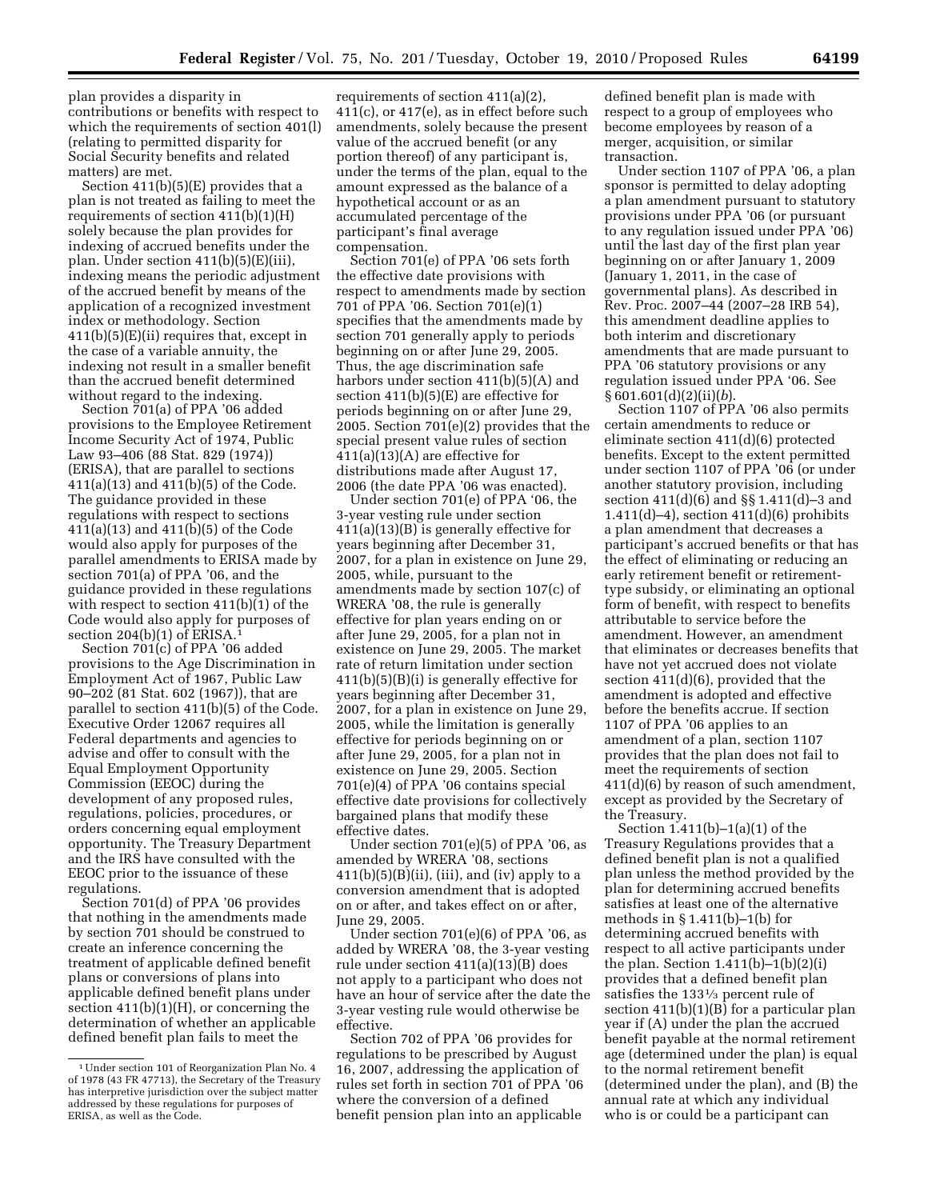plan provides a disparity in contributions or benefits with respect to which the requirements of section 401(l) (relating to permitted disparity for Social Security benefits and related matters) are met.

Section 411(b)(5)(E) provides that a plan is not treated as failing to meet the requirements of section 411(b)(1)(H) solely because the plan provides for indexing of accrued benefits under the plan. Under section 411(b)(5)(E)(iii), indexing means the periodic adjustment of the accrued benefit by means of the application of a recognized investment index or methodology. Section 411(b)(5)(E)(ii) requires that, except in the case of a variable annuity, the indexing not result in a smaller benefit than the accrued benefit determined without regard to the indexing.

Section 701(a) of PPA '06 added provisions to the Employee Retirement Income Security Act of 1974, Public Law 93–406 (88 Stat. 829 (1974)) (ERISA), that are parallel to sections 411(a)(13) and 411(b)(5) of the Code. The guidance provided in these regulations with respect to sections 411(a)(13) and 411(b)(5) of the Code would also apply for purposes of the parallel amendments to ERISA made by section 701(a) of PPA '06, and the guidance provided in these regulations with respect to section 411(b)(1) of the Code would also apply for purposes of section 204(b)(1) of ERISA.[1]

Section 701(c) of PPA '06 added provisions to the Age Discrimination in Employment Act of 1967, Public Law 90–202 (81 Stat. 602 (1967)), that are parallel to section 411(b)(5) of the Code. Executive Order 12067 requires all Federal departments and agencies to advise and offer to consult with the Equal Employment Opportunity Commission (EEOC) during the development of any proposed rules, regulations, policies, procedures, or orders concerning equal employment opportunity. The Treasury Department and the IRS have consulted with the EEOC prior to the issuance of these regulations.

Section 701(d) of PPA '06 provides that nothing in the amendments made by section 701 should be construed to create an inference concerning the treatment of applicable defined benefit plans or conversions of plans into applicable defined benefit plans under section 411(b)(1)(H), or concerning the determination of whether an applicable defined benefit plan fails to meet the requirements of section 411(a)(2), 411(c), or 417(e), as in effect before such amendments, solely because the present value of the accrued benefit (or any portion thereof) of any participant is, under the terms of the plan, equal to the amount expressed as the balance of a hypothetical account or as an accumulated percentage of the participant's final average compensation.

Section 701(e) of PPA '06 sets forth the effective date provisions with respect to amendments made by section 701 of PPA '06. Section 701(e)(1) specifies that the amendments made by section 701 generally apply to periods beginning on or after June 29, 2005. Thus, the age discrimination safe harbors under section 411(b)(5)(A) and section 411(b)(5)(E) are effective for periods beginning on or after June 29, 2005. Section 701(e)(2) provides that the special present value rules of section 411(a)(13)(A) are effective for distributions made after August 17, 2006 (the date PPA '06 was enacted).

Under section 701(e) of PPA '06, the 3-year vesting rule under section 411(a)(13)(B) is generally effective for years beginning after December 31, 2007, for a plan in existence on June 29, 2005, while, pursuant to the amendments made by section 107(c) of WRERA '08, the rule is generally effective for plan years ending on or after June 29, 2005, for a plan not in existence on June 29, 2005. The market rate of return limitation under section 411(b)(5)(B)(i) is generally effective for years beginning after December 31, 2007, for a plan in existence on June 29, 2005, while the limitation is generally effective for periods beginning on or after June 29, 2005, for a plan not in existence on June 29, 2005. Section 701(e)(4) of PPA '06 contains special effective date provisions for collectively bargained plans that modify these effective dates.

Under section 701(e)(5) of PPA '06, as amended by WRERA '08, sections 411(b)(5)(B)(ii), (iii), and (iv) apply to a conversion amendment that is adopted on or after, and takes effect on or after, June 29, 2005.

Under section 701(e)(6) of PPA '06, as added by WRERA '08, the 3-year vesting rule under section 411(a)(13)(B) does not apply to a participant who does not have an hour of service after the date the 3-year vesting rule would otherwise be effective.

Section 702 of PPA '06 provides for regulations to be prescribed by August 16, 2007, addressing the application of rules set forth in section 701 of PPA '06 where the conversion of a defined benefit pension plan into an applicable defined benefit plan is made with respect to a group of employees who become employees by reason of a merger, acquisition, or similar transaction.

Under section 1107 of PPA '06, a plan sponsor is permitted to delay adopting a plan amendment pursuant to statutory provisions under PPA '06 (or pursuant to any regulation issued under PPA '06) until the last day of the first plan year beginning on or after January 1, 2009 (January 1, 2011, in the case of governmental plans). As described in Rev. Proc. 2007–44 (2007–28 IRB 54), this amendment deadline applies to both interim and discretionary amendments that are made pursuant to PPA '06 statutory provisions or any regulation issued under PPA '06. See § 601.601(d)(2)(ii)(*b*).

Section 1107 of PPA '06 also permits certain amendments to reduce or eliminate section 411(d)(6) protected benefits. Except to the extent permitted under section 1107 of PPA '06 (or under another statutory provision, including section 411(d)(6) and §§ 1.411(d)–3 and 1.411(d)–4), section 411(d)(6) prohibits a plan amendment that decreases a participant's accrued benefits or that has the effect of eliminating or reducing an early retirement benefit or retirement-type subsidy, or eliminating an optional form of benefit, with respect to benefits attributable to service before the amendment. However, an amendment that eliminates or decreases benefits that have not yet accrued does not violate section 411(d)(6), provided that the amendment is adopted and effective before the benefits accrue. If section 1107 of PPA '06 applies to an amendment of a plan, section 1107 provides that the plan does not fail to meet the requirements of section 411(d)(6) by reason of such amendment, except as provided by the Secretary of the Treasury.

Section 1.411(b)–1(a)(1) of the Treasury Regulations provides that a defined benefit plan is not a qualified plan unless the method provided by the plan for determining accrued benefits satisfies at least one of the alternative methods in § 1.411(b)–1(b) for determining accrued benefits with respect to all active participants under the plan. Section 1.411(b)–1(b)(2)(i) provides that a defined benefit plan satisfies the 133⅓ percent rule of section 411(b)(1)(B) for a particular plan year if (A) under the plan the accrued benefit payable at the normal retirement age (determined under the plan) is equal to the normal retirement benefit (determined under the plan), and (B) the annual rate at which any individual who is or could be a participant can

---

[1] Under section 101 of Reorganization Plan No. 4 of 1978 (43 FR 47713), the Secretary of the Treasury has interpretive jurisdiction over the subject matter addressed by these regulations for purposes of ERISA, as well as the Code.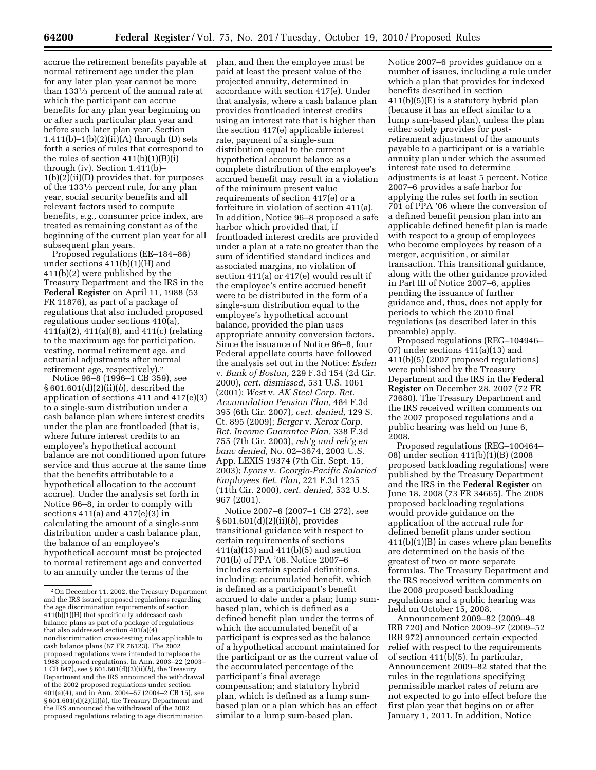accrue the retirement benefits payable at normal retirement age under the plan for any later plan year cannot be more than 133⅓ percent of the annual rate at which the participant can accrue benefits for any plan year beginning on or after such particular plan year and before such later plan year. Section 1.411(b)–1(b)(2)(ii)(A) through (D) sets forth a series of rules that correspond to the rules of section 411(b)(1)(B)(i) through (iv). Section 1.411(b)–1(b)(2)(ii)(D) provides that, for purposes of the 133⅓ percent rule, for any plan year, social security benefits and all relevant factors used to compute benefits, *e.g.,* consumer price index, are treated as remaining constant as of the beginning of the current plan year for all subsequent plan years.

Proposed regulations (EE–184–86) under sections 411(b)(1)(H) and 411(b)(2) were published by the Treasury Department and the IRS in the **Federal Register** on April 11, 1988 (53 FR 11876), as part of a package of regulations that also included proposed regulations under sections 410(a), 411(a)(2), 411(a)(8), and 411(c) (relating to the maximum age for participation, vesting, normal retirement age, and actuarial adjustments after normal retirement age, respectively).[2]

Notice 96–8 (1996–1 CB 359), see § 601.601(d)(2)(ii)(*b*), described the application of sections 411 and 417(e)(3) to a single-sum distribution under a cash balance plan where interest credits under the plan are frontloaded (that is, where future interest credits to an employee's hypothetical account balance are not conditioned upon future service and thus accrue at the same time that the benefits attributable to a hypothetical allocation to the account accrue). Under the analysis set forth in Notice 96–8, in order to comply with sections 411(a) and 417(e)(3) in calculating the amount of a single-sum distribution under a cash balance plan, the balance of an employee's hypothetical account must be projected to normal retirement age and converted to an annuity under the terms of the plan, and then the employee must be paid at least the present value of the projected annuity, determined in accordance with section 417(e). Under that analysis, where a cash balance plan provides frontloaded interest credits using an interest rate that is higher than the section 417(e) applicable interest rate, payment of a single-sum distribution equal to the current hypothetical account balance as a complete distribution of the employee's accrued benefit may result in a violation of the minimum present value requirements of section 417(e) or a forfeiture in violation of section 411(a). In addition, Notice 96–8 proposed a safe harbor which provided that, if frontloaded interest credits are provided under a plan at a rate no greater than the sum of identified standard indices and associated margins, no violation of section 411(a) or 417(e) would result if the employee's entire accrued benefit were to be distributed in the form of a single-sum distribution equal to the employee's hypothetical account balance, provided the plan uses appropriate annuity conversion factors. Since the issuance of Notice 96–8, four Federal appellate courts have followed the analysis set out in the Notice: *Esden* v. *Bank of Boston,* 229 F.3d 154 (2d Cir. 2000), *cert. dismissed,* 531 U.S. 1061 (2001); *West* v. *AK Steel Corp. Ret. Accumulation Pension Plan,* 484 F.3d 395 (6th Cir. 2007), *cert. denied,* 129 S. Ct. 895 (2009); *Berger* v. *Xerox Corp. Ret. Income Guarantee Plan,* 338 F.3d 755 (7th Cir. 2003), *reh'g and reh'g en banc denied,* No. 02–3674, 2003 U.S. App. LEXIS 19374 (7th Cir. Sept. 15, 2003); *Lyons* v. *Georgia-Pacific Salaried Employees Ret. Plan,* 221 F.3d 1235 (11th Cir. 2000), *cert. denied,* 532 U.S. 967 (2001).

Notice 2007–6 (2007–1 CB 272), see § 601.601(d)(2)(ii)(*b*), provides transitional guidance with respect to certain requirements of sections 411(a)(13) and 411(b)(5) and section 701(b) of PPA '06. Notice 2007–6 includes certain special definitions, including: accumulated benefit, which is defined as a participant's benefit accrued to date under a plan; lump sum-based plan, which is defined as a defined benefit plan under the terms of which the accumulated benefit of a participant is expressed as the balance of a hypothetical account maintained for the participant or as the current value of the accumulated percentage of the participant's final average compensation; and statutory hybrid plan, which is defined as a lump sum-based plan or a plan which has an effect similar to a lump sum-based plan. Notice 2007–6 provides guidance on a number of issues, including a rule under which a plan that provides for indexed benefits described in section 411(b)(5)(E) is a statutory hybrid plan (because it has an effect similar to a lump sum-based plan), unless the plan either solely provides for post-retirement adjustment of the amounts payable to a participant or is a variable annuity plan under which the assumed interest rate used to determine adjustments is at least 5 percent. Notice 2007–6 provides a safe harbor for applying the rules set forth in section 701 of PPA '06 where the conversion of a defined benefit pension plan into an applicable defined benefit plan is made with respect to a group of employees who become employees by reason of a merger, acquisition, or similar transaction. This transitional guidance, along with the other guidance provided in Part III of Notice 2007–6, applies pending the issuance of further guidance and, thus, does not apply for periods to which the 2010 final regulations (as described later in this preamble) apply.

Proposed regulations (REG–104946–07) under sections 411(a)(13) and 411(b)(5) (2007 proposed regulations) were published by the Treasury Department and the IRS in the **Federal Register** on December 28, 2007 (72 FR 73680). The Treasury Department and the IRS received written comments on the 2007 proposed regulations and a public hearing was held on June 6, 2008.

Proposed regulations (REG–100464–08) under section 411(b)(1)(B) (2008 proposed backloading regulations) were published by the Treasury Department and the IRS in the **Federal Register** on June 18, 2008 (73 FR 34665). The 2008 proposed backloading regulations would provide guidance on the application of the accrual rule for defined benefit plans under section 411(b)(1)(B) in cases where plan benefits are determined on the basis of the greatest of two or more separate formulas. The Treasury Department and the IRS received written comments on the 2008 proposed backloading regulations and a public hearing was held on October 15, 2008.

Announcement 2009–82 (2009–48 IRB 720) and Notice 2009–97 (2009–52 IRB 972) announced certain expected relief with respect to the requirements of section 411(b)(5). In particular, Announcement 2009–82 stated that the rules in the regulations specifying permissible market rates of return are not expected to go into effect before the first plan year that begins on or after January 1, 2011. In addition, Notice

---

[2] On December 11, 2002, the Treasury Department and the IRS issued proposed regulations regarding the age discrimination requirements of section 411(b)(1)(H) that specifically addressed cash balance plans as part of a package of regulations that also addressed section 401(a)(4) nondiscrimination cross-testing rules applicable to cash balance plans (67 FR 76123). The 2002 proposed regulations were intended to replace the 1988 proposed regulations. In Ann. 2003–22 (2003–1 CB 847), see § 601.601(d)(2)(ii)(*b*), the Treasury Department and the IRS announced the withdrawal of the 2002 proposed regulations under section 401(a)(4), and in Ann. 2004–57 (2004–2 CB 15), see § 601.601(d)(2)(ii)(*b*), the Treasury Department and the IRS announced the withdrawal of the 2002 proposed regulations relating to age discrimination.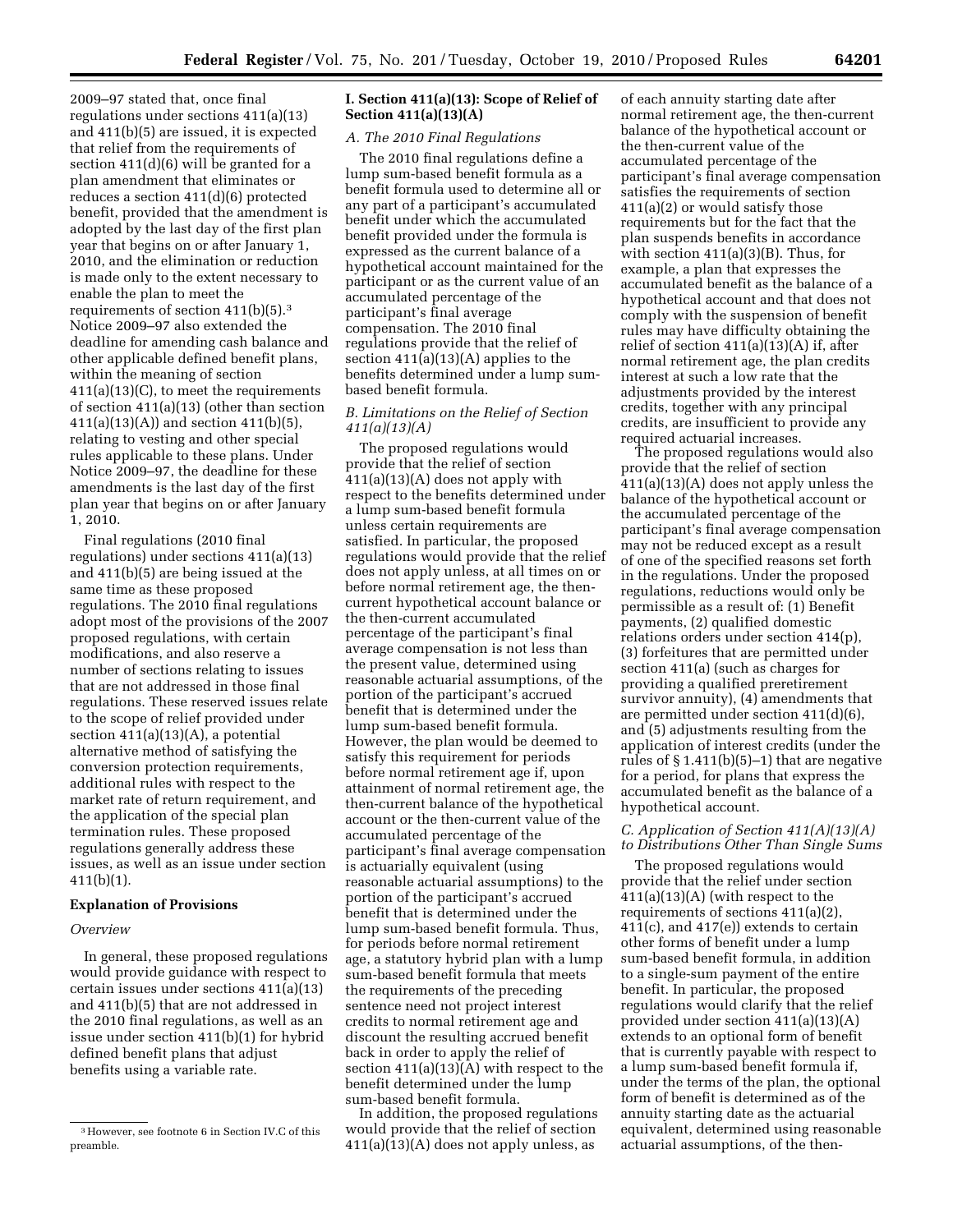2009–97 stated that, once final regulations under sections 411(a)(13) and 411(b)(5) are issued, it is expected that relief from the requirements of section 411(d)(6) will be granted for a plan amendment that eliminates or reduces a section 411(d)(6) protected benefit, provided that the amendment is adopted by the last day of the first plan year that begins on or after January 1, 2010, and the elimination or reduction is made only to the extent necessary to enable the plan to meet the requirements of section 411(b)(5).[3] Notice 2009–97 also extended the deadline for amending cash balance and other applicable defined benefit plans, within the meaning of section 411(a)(13)(C), to meet the requirements of section 411(a)(13) (other than section 411(a)(13)(A)) and section 411(b)(5), relating to vesting and other special rules applicable to these plans. Under Notice 2009–97, the deadline for these amendments is the last day of the first plan year that begins on or after January 1, 2010.

Final regulations (2010 final regulations) under sections 411(a)(13) and 411(b)(5) are being issued at the same time as these proposed regulations. The 2010 final regulations adopt most of the provisions of the 2007 proposed regulations, with certain modifications, and also reserve a number of sections relating to issues that are not addressed in those final regulations. These reserved issues relate to the scope of relief provided under section 411(a)(13)(A), a potential alternative method of satisfying the conversion protection requirements, additional rules with respect to the market rate of return requirement, and the application of the special plan termination rules. These proposed regulations generally address these issues, as well as an issue under section 411(b)(1).

## Explanation of Provisions

*Overview*

In general, these proposed regulations would provide guidance with respect to certain issues under sections 411(a)(13) and 411(b)(5) that are not addressed in the 2010 final regulations, as well as an issue under section 411(b)(1) for hybrid defined benefit plans that adjust benefits using a variable rate.

[3] However, see footnote 6 in Section IV.C of this preamble.

### I. Section 411(a)(13): Scope of Relief of Section 411(a)(13)(A)

*A. The 2010 Final Regulations*

The 2010 final regulations define a lump sum-based benefit formula as a benefit formula used to determine all or any part of a participant's accumulated benefit under which the accumulated benefit provided under the formula is expressed as the current balance of a hypothetical account maintained for the participant or as the current value of an accumulated percentage of the participant's final average compensation. The 2010 final regulations provide that the relief of section 411(a)(13)(A) applies to the benefits determined under a lump sum-based benefit formula.

*B. Limitations on the Relief of Section 411(a)(13)(A)*

The proposed regulations would provide that the relief of section 411(a)(13)(A) does not apply with respect to the benefits determined under a lump sum-based benefit formula unless certain requirements are satisfied. In particular, the proposed regulations would provide that the relief does not apply unless, at all times on or before normal retirement age, the then-current hypothetical account balance or the then-current accumulated percentage of the participant's final average compensation is not less than the present value, determined using reasonable actuarial assumptions, of the portion of the participant's accrued benefit that is determined under the lump sum-based benefit formula. However, the plan would be deemed to satisfy this requirement for periods before normal retirement age if, upon attainment of normal retirement age, the then-current balance of the hypothetical account or the then-current value of the accumulated percentage of the participant's final average compensation is actuarially equivalent (using reasonable actuarial assumptions) to the portion of the participant's accrued benefit that is determined under the lump sum-based benefit formula. Thus, for periods before normal retirement age, a statutory hybrid plan with a lump sum-based benefit formula that meets the requirements of the preceding sentence need not project interest credits to normal retirement age and discount the resulting accrued benefit back in order to apply the relief of section 411(a)(13)(A) with respect to the benefit determined under the lump sum-based benefit formula.

In addition, the proposed regulations would provide that the relief of section 411(a)(13)(A) does not apply unless, as of each annuity starting date after normal retirement age, the then-current balance of the hypothetical account or the then-current value of the accumulated percentage of the participant's final average compensation satisfies the requirements of section 411(a)(2) or would satisfy those requirements but for the fact that the plan suspends benefits in accordance with section 411(a)(3)(B). Thus, for example, a plan that expresses the accumulated benefit as the balance of a hypothetical account and that does not comply with the suspension of benefit rules may have difficulty obtaining the relief of section 411(a)(13)(A) if, after normal retirement age, the plan credits interest at such a low rate that the adjustments provided by the interest credits, together with any principal credits, are insufficient to provide any required actuarial increases.

The proposed regulations would also provide that the relief of section 411(a)(13)(A) does not apply unless the balance of the hypothetical account or the accumulated percentage of the participant's final average compensation may not be reduced except as a result of one of the specified reasons set forth in the regulations. Under the proposed regulations, reductions would only be permissible as a result of: (1) Benefit payments, (2) qualified domestic relations orders under section 414(p), (3) forfeitures that are permitted under section 411(a) (such as charges for providing a qualified preretirement survivor annuity), (4) amendments that are permitted under section 411(d)(6), and (5) adjustments resulting from the application of interest credits (under the rules of § 1.411(b)(5)–1) that are negative for a period, for plans that express the accumulated benefit as the balance of a hypothetical account.

*C. Application of Section 411(A)(13)(A) to Distributions Other Than Single Sums*

The proposed regulations would provide that the relief under section 411(a)(13)(A) (with respect to the requirements of sections 411(a)(2), 411(c), and 417(e)) extends to certain other forms of benefit under a lump sum-based benefit formula, in addition to a single-sum payment of the entire benefit. In particular, the proposed regulations would clarify that the relief provided under section 411(a)(13)(A) extends to an optional form of benefit that is currently payable with respect to a lump sum-based benefit formula if, under the terms of the plan, the optional form of benefit is determined as of the annuity starting date as the actuarial equivalent, determined using reasonable actuarial assumptions, of the then-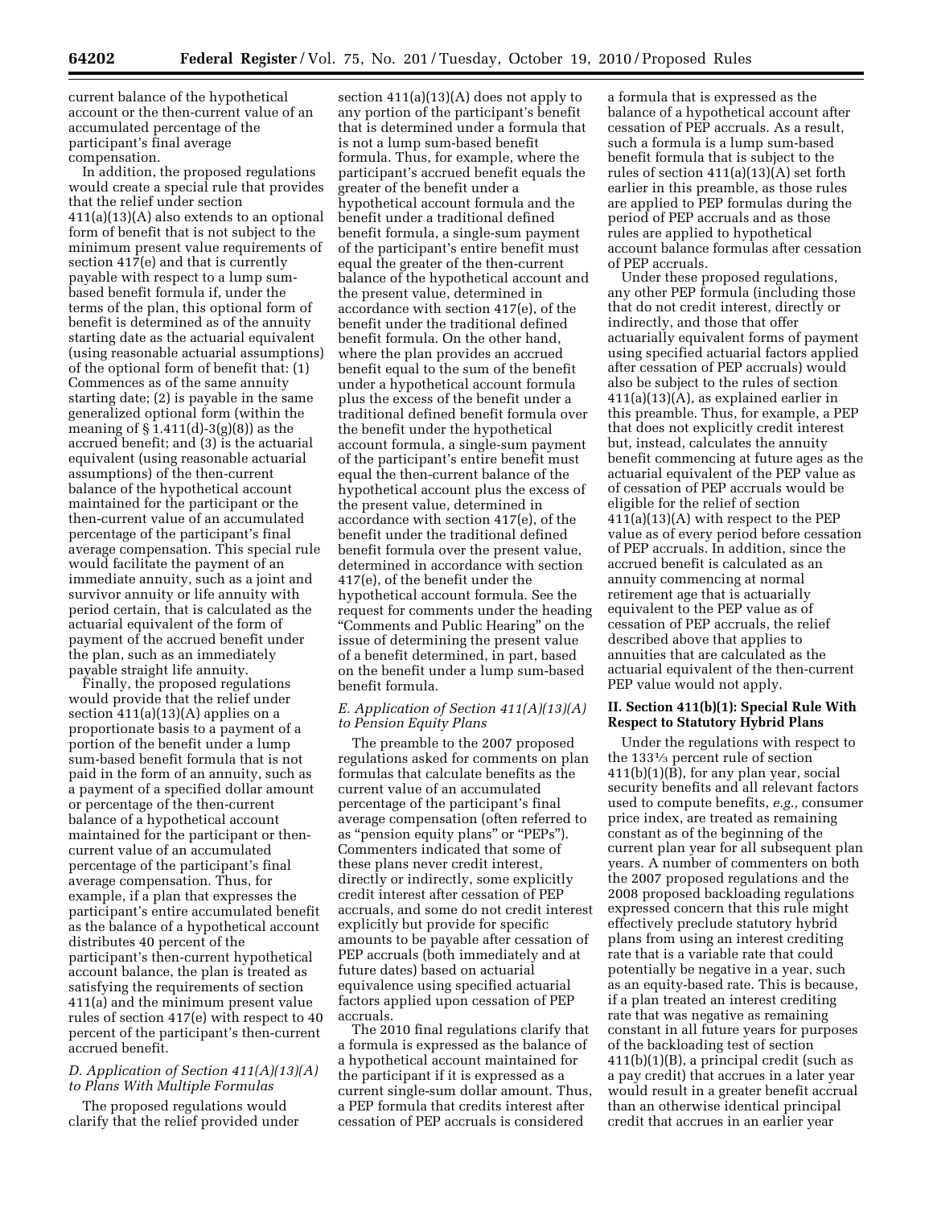current balance of the hypothetical account or the then-current value of an accumulated percentage of the participant's final average compensation.

In addition, the proposed regulations would create a special rule that provides that the relief under section 411(a)(13)(A) also extends to an optional form of benefit that is not subject to the minimum present value requirements of section 417(e) and that is currently payable with respect to a lump sum-based benefit formula if, under the terms of the plan, this optional form of benefit is determined as of the annuity starting date as the actuarial equivalent (using reasonable actuarial assumptions) of the optional form of benefit that: (1) Commences as of the same annuity starting date; (2) is payable in the same generalized optional form (within the meaning of § 1.411(d)-3(g)(8)) as the accrued benefit; and (3) is the actuarial equivalent (using reasonable actuarial assumptions) of the then-current balance of the hypothetical account maintained for the participant or the then-current value of an accumulated percentage of the participant's final average compensation. This special rule would facilitate the payment of an immediate annuity, such as a joint and survivor annuity or life annuity with period certain, that is calculated as the actuarial equivalent of the form of payment of the accrued benefit under the plan, such as an immediately payable straight life annuity.

Finally, the proposed regulations would provide that the relief under section 411(a)(13)(A) applies on a proportionate basis to a payment of a portion of the benefit under a lump sum-based benefit formula that is not paid in the form of an annuity, such as a payment of a specified dollar amount or percentage of the then-current balance of a hypothetical account maintained for the participant or then-current value of an accumulated percentage of the participant's final average compensation. Thus, for example, if a plan that expresses the participant's entire accumulated benefit as the balance of a hypothetical account distributes 40 percent of the participant's then-current hypothetical account balance, the plan is treated as satisfying the requirements of section 411(a) and the minimum present value rules of section 417(e) with respect to 40 percent of the participant's then-current accrued benefit.

### D. Application of Section 411(A)(13)(A) to Plans With Multiple Formulas

The proposed regulations would clarify that the relief provided under section 411(a)(13)(A) does not apply to any portion of the participant's benefit that is determined under a formula that is not a lump sum-based benefit formula. Thus, for example, where the participant's accrued benefit equals the greater of the benefit under a hypothetical account formula and the benefit under a traditional defined benefit formula, a single-sum payment of the participant's entire benefit must equal the greater of the then-current balance of the hypothetical account and the present value, determined in accordance with section 417(e), of the benefit under the traditional defined benefit formula. On the other hand, where the plan provides an accrued benefit equal to the sum of the benefit under a hypothetical account formula plus the excess of the benefit under a traditional defined benefit formula over the benefit under the hypothetical account formula, a single-sum payment of the participant's entire benefit must equal the then-current balance of the hypothetical account plus the excess of the present value, determined in accordance with section 417(e), of the benefit under the traditional defined benefit formula over the present value, determined in accordance with section 417(e), of the benefit under the hypothetical account formula. See the request for comments under the heading "Comments and Public Hearing" on the issue of determining the present value of a benefit determined, in part, based on the benefit under a lump sum-based benefit formula.

### E. Application of Section 411(A)(13)(A) to Pension Equity Plans

The preamble to the 2007 proposed regulations asked for comments on plan formulas that calculate benefits as the current value of an accumulated percentage of the participant's final average compensation (often referred to as "pension equity plans" or "PEPs"). Commenters indicated that some of these plans never credit interest, directly or indirectly, some explicitly credit interest after cessation of PEP accruals, and some do not credit interest explicitly but provide for specific amounts to be payable after cessation of PEP accruals (both immediately and at future dates) based on actuarial equivalence using specified actuarial factors applied upon cessation of PEP accruals.

The 2010 final regulations clarify that a formula is expressed as the balance of a hypothetical account maintained for the participant if it is expressed as a current single-sum dollar amount. Thus, a PEP formula that credits interest after cessation of PEP accruals is considered a formula that is expressed as the balance of a hypothetical account after cessation of PEP accruals. As a result, such a formula is a lump sum-based benefit formula that is subject to the rules of section 411(a)(13)(A) set forth earlier in this preamble, as those rules are applied to PEP formulas during the period of PEP accruals and as those rules are applied to hypothetical account balance formulas after cessation of PEP accruals.

Under these proposed regulations, any other PEP formula (including those that do not credit interest, directly or indirectly, and those that offer actuarially equivalent forms of payment using specified actuarial factors applied after cessation of PEP accruals) would also be subject to the rules of section 411(a)(13)(A), as explained earlier in this preamble. Thus, for example, a PEP that does not explicitly credit interest but, instead, calculates the annuity benefit commencing at future ages as the actuarial equivalent of the PEP value as of cessation of PEP accruals would be eligible for the relief of section 411(a)(13)(A) with respect to the PEP value as of every period before cessation of PEP accruals. In addition, since the accrued benefit is calculated as an annuity commencing at normal retirement age that is actuarially equivalent to the PEP value as of cessation of PEP accruals, the relief described above that applies to annuities that are calculated as the actuarial equivalent of the then-current PEP value would not apply.

## II. Section 411(b)(1): Special Rule With Respect to Statutory Hybrid Plans

Under the regulations with respect to the 133⅓ percent rule of section 411(b)(1)(B), for any plan year, social security benefits and all relevant factors used to compute benefits, *e.g.,* consumer price index, are treated as remaining constant as of the beginning of the current plan year for all subsequent plan years. A number of commenters on both the 2007 proposed regulations and the 2008 proposed backloading regulations expressed concern that this rule might effectively preclude statutory hybrid plans from using an interest crediting rate that is a variable rate that could potentially be negative in a year, such as an equity-based rate. This is because, if a plan treated an interest crediting rate that was negative as remaining constant in all future years for purposes of the backloading test of section 411(b)(1)(B), a principal credit (such as a pay credit) that accrues in a later year would result in a greater benefit accrual than an otherwise identical principal credit that accrues in an earlier year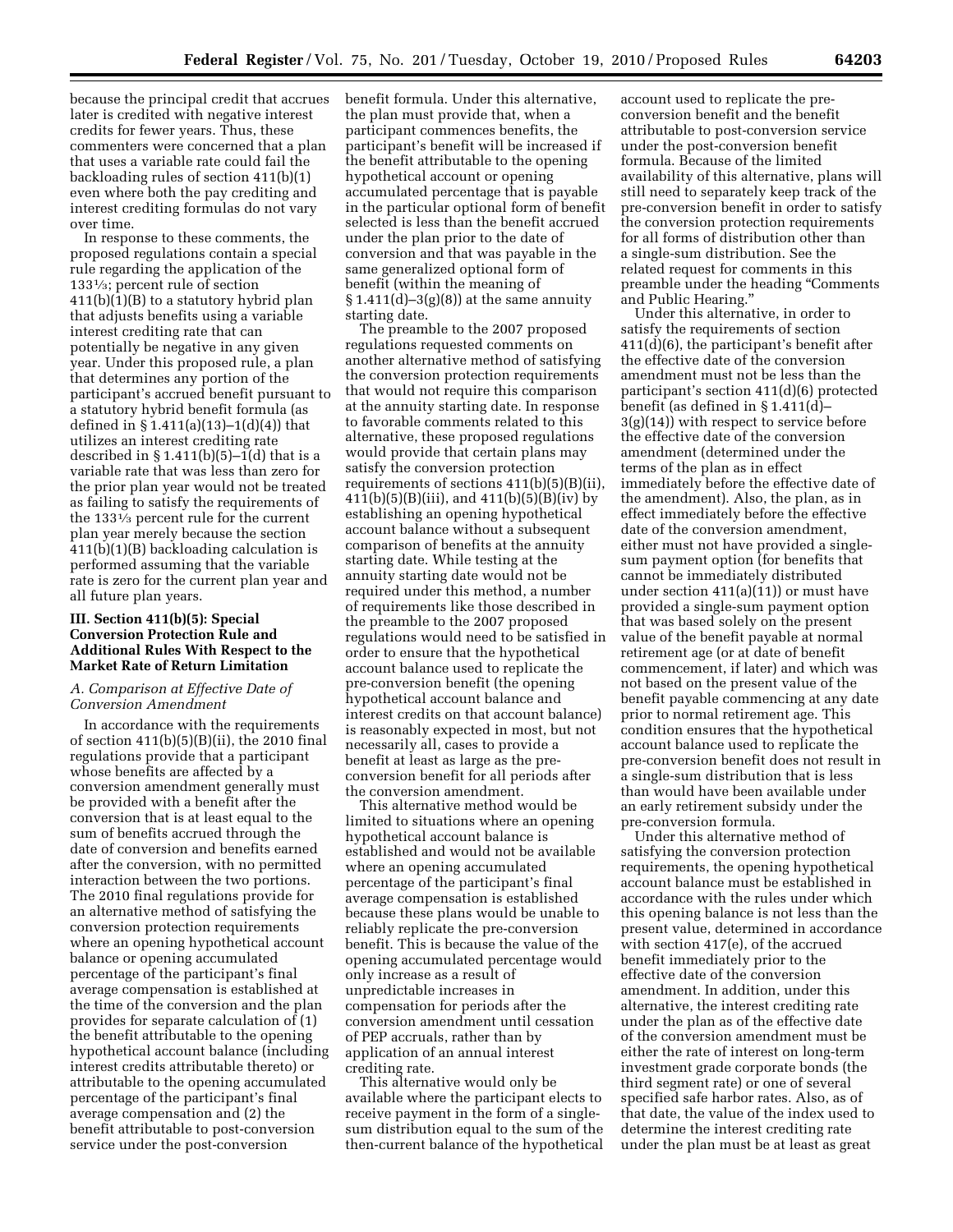because the principal credit that accrues later is credited with negative interest credits for fewer years. Thus, these commenters were concerned that a plan that uses a variable rate could fail the backloading rules of section 411(b)(1) even where both the pay crediting and interest crediting formulas do not vary over time.

In response to these comments, the proposed regulations contain a special rule regarding the application of the 133⅓; percent rule of section 411(b)(1)(B) to a statutory hybrid plan that adjusts benefits using a variable interest crediting rate that can potentially be negative in any given year. Under this proposed rule, a plan that determines any portion of the participant's accrued benefit pursuant to a statutory hybrid benefit formula (as defined in § 1.411(a)(13)–1(d)(4)) that utilizes an interest crediting rate described in § 1.411(b)(5)–1(d) that is a variable rate that was less than zero for the prior plan year would not be treated as failing to satisfy the requirements of the 133⅓ percent rule for the current plan year merely because the section 411(b)(1)(B) backloading calculation is performed assuming that the variable rate is zero for the current plan year and all future plan years.

## III. Section 411(b)(5): Special Conversion Protection Rule and Additional Rules With Respect to the Market Rate of Return Limitation

### A. Comparison at Effective Date of Conversion Amendment

In accordance with the requirements of section 411(b)(5)(B)(ii), the 2010 final regulations provide that a participant whose benefits are affected by a conversion amendment generally must be provided with a benefit after the conversion that is at least equal to the sum of benefits accrued through the date of conversion and benefits earned after the conversion, with no permitted interaction between the two portions. The 2010 final regulations provide for an alternative method of satisfying the conversion protection requirements where an opening hypothetical account balance or opening accumulated percentage of the participant's final average compensation is established at the time of the conversion and the plan provides for separate calculation of (1) the benefit attributable to the opening hypothetical account balance (including interest credits attributable thereto) or attributable to the opening accumulated percentage of the participant's final average compensation and (2) the benefit attributable to post-conversion service under the post-conversion benefit formula. Under this alternative, the plan must provide that, when a participant commences benefits, the participant's benefit will be increased if the benefit attributable to the opening hypothetical account or opening accumulated percentage that is payable in the particular optional form of benefit selected is less than the benefit accrued under the plan prior to the date of conversion and that was payable in the same generalized optional form of benefit (within the meaning of § 1.411(d)–3(g)(8)) at the same annuity starting date.

The preamble to the 2007 proposed regulations requested comments on another alternative method of satisfying the conversion protection requirements that would not require this comparison at the annuity starting date. In response to favorable comments related to this alternative, these proposed regulations would provide that certain plans may satisfy the conversion protection requirements of sections 411(b)(5)(B)(ii), 411(b)(5)(B)(iii), and 411(b)(5)(B)(iv) by establishing an opening hypothetical account balance without a subsequent comparison of benefits at the annuity starting date. While testing at the annuity starting date would not be required under this method, a number of requirements like those described in the preamble to the 2007 proposed regulations would need to be satisfied in order to ensure that the hypothetical account balance used to replicate the pre-conversion benefit (the opening hypothetical account balance and interest credits on that account balance) is reasonably expected in most, but not necessarily all, cases to provide a benefit at least as large as the pre-conversion benefit for all periods after the conversion amendment.

This alternative method would be limited to situations where an opening hypothetical account balance is established and would not be available where an opening accumulated percentage of the participant's final average compensation is established because these plans would be unable to reliably replicate the pre-conversion benefit. This is because the value of the opening accumulated percentage would only increase as a result of unpredictable increases in compensation for periods after the conversion amendment until cessation of PEP accruals, rather than by application of an annual interest crediting rate.

This alternative would only be available where the participant elects to receive payment in the form of a single-sum distribution equal to the sum of the then-current balance of the hypothetical account used to replicate the pre-conversion benefit and the benefit attributable to post-conversion service under the post-conversion benefit formula. Because of the limited availability of this alternative, plans will still need to separately keep track of the pre-conversion benefit in order to satisfy the conversion protection requirements for all forms of distribution other than a single-sum distribution. See the related request for comments in this preamble under the heading "Comments and Public Hearing."

Under this alternative, in order to satisfy the requirements of section 411(d)(6), the participant's benefit after the effective date of the conversion amendment must not be less than the participant's section 411(d)(6) protected benefit (as defined in § 1.411(d)–3(g)(14)) with respect to service before the effective date of the conversion amendment (determined under the terms of the plan as in effect immediately before the effective date of the amendment). Also, the plan, as in effect immediately before the effective date of the conversion amendment, either must not have provided a single-sum payment option (for benefits that cannot be immediately distributed under section 411(a)(11)) or must have provided a single-sum payment option that was based solely on the present value of the benefit payable at normal retirement age (or at date of benefit commencement, if later) and which was not based on the present value of the benefit payable commencing at any date prior to normal retirement age. This condition ensures that the hypothetical account balance used to replicate the pre-conversion benefit does not result in a single-sum distribution that is less than would have been available under an early retirement subsidy under the pre-conversion formula.

Under this alternative method of satisfying the conversion protection requirements, the opening hypothetical account balance must be established in accordance with the rules under which this opening balance is not less than the present value, determined in accordance with section 417(e), of the accrued benefit immediately prior to the effective date of the conversion amendment. In addition, under this alternative, the interest crediting rate under the plan as of the effective date of the conversion amendment must be either the rate of interest on long-term investment grade corporate bonds (the third segment rate) or one of several specified safe harbor rates. Also, as of that date, the value of the index used to determine the interest crediting rate under the plan must be at least as great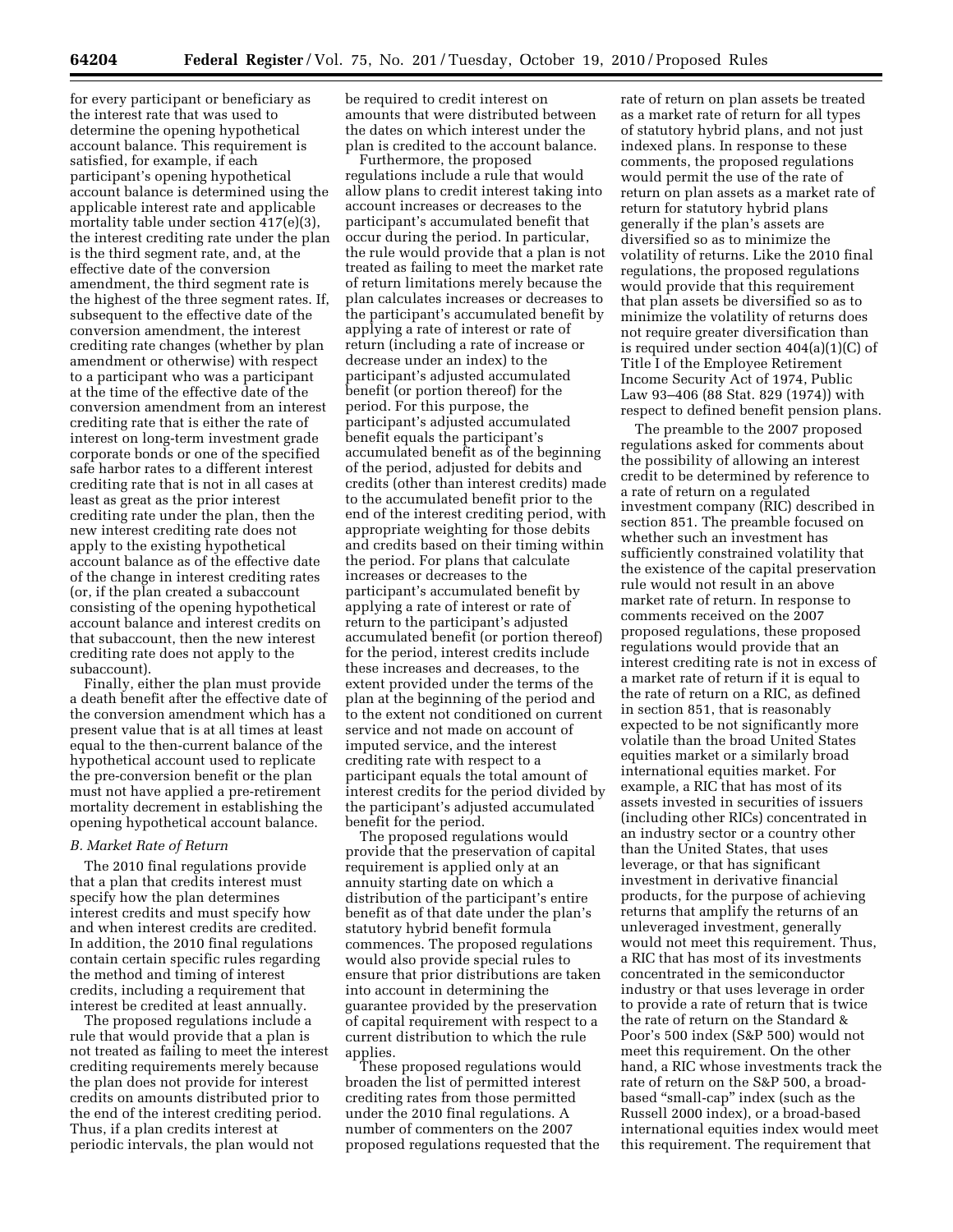for every participant or beneficiary as the interest rate that was used to determine the opening hypothetical account balance. This requirement is satisfied, for example, if each participant's opening hypothetical account balance is determined using the applicable interest rate and applicable mortality table under section 417(e)(3), the interest crediting rate under the plan is the third segment rate, and, at the effective date of the conversion amendment, the third segment rate is the highest of the three segment rates. If, subsequent to the effective date of the conversion amendment, the interest crediting rate changes (whether by plan amendment or otherwise) with respect to a participant who was a participant at the time of the effective date of the conversion amendment from an interest crediting rate that is either the rate of interest on long-term investment grade corporate bonds or one of the specified safe harbor rates to a different interest crediting rate that is not in all cases at least as great as the prior interest crediting rate under the plan, then the new interest crediting rate does not apply to the existing hypothetical account balance as of the effective date of the change in interest crediting rates (or, if the plan created a subaccount consisting of the opening hypothetical account balance and interest credits on that subaccount, then the new interest crediting rate does not apply to the subaccount).

Finally, either the plan must provide a death benefit after the effective date of the conversion amendment which has a present value that is at all times at least equal to the then-current balance of the hypothetical account used to replicate the pre-conversion benefit or the plan must not have applied a pre-retirement mortality decrement in establishing the opening hypothetical account balance.

### *B. Market Rate of Return*

The 2010 final regulations provide that a plan that credits interest must specify how the plan determines interest credits and must specify how and when interest credits are credited. In addition, the 2010 final regulations contain certain specific rules regarding the method and timing of interest credits, including a requirement that interest be credited at least annually.

The proposed regulations include a rule that would provide that a plan is not treated as failing to meet the interest crediting requirements merely because the plan does not provide for interest credits on amounts distributed prior to the end of the interest crediting period. Thus, if a plan credits interest at periodic intervals, the plan would not be required to credit interest on amounts that were distributed between the dates on which interest under the plan is credited to the account balance.

Furthermore, the proposed regulations include a rule that would allow plans to credit interest taking into account increases or decreases to the participant's accumulated benefit that occur during the period. In particular, the rule would provide that a plan is not treated as failing to meet the market rate of return limitations merely because the plan calculates increases or decreases to the participant's accumulated benefit by applying a rate of interest or rate of return (including a rate of increase or decrease under an index) to the participant's adjusted accumulated benefit (or portion thereof) for the period. For this purpose, the participant's adjusted accumulated benefit equals the participant's accumulated benefit as of the beginning of the period, adjusted for debits and credits (other than interest credits) made to the accumulated benefit prior to the end of the interest crediting period, with appropriate weighting for those debits and credits based on their timing within the period. For plans that calculate increases or decreases to the participant's accumulated benefit by applying a rate of interest or rate of return to the participant's adjusted accumulated benefit (or portion thereof) for the period, interest credits include these increases and decreases, to the extent provided under the terms of the plan at the beginning of the period and to the extent not conditioned on current service and not made on account of imputed service, and the interest crediting rate with respect to a participant equals the total amount of interest credits for the period divided by the participant's adjusted accumulated benefit for the period.

The proposed regulations would provide that the preservation of capital requirement is applied only at an annuity starting date on which a distribution of the participant's entire benefit as of that date under the plan's statutory hybrid benefit formula commences. The proposed regulations would also provide special rules to ensure that prior distributions are taken into account in determining the guarantee provided by the preservation of capital requirement with respect to a current distribution to which the rule applies.

These proposed regulations would broaden the list of permitted interest crediting rates from those permitted under the 2010 final regulations. A number of commenters on the 2007 proposed regulations requested that the rate of return on plan assets be treated as a market rate of return for all types of statutory hybrid plans, and not just indexed plans. In response to these comments, the proposed regulations would permit the use of the rate of return on plan assets as a market rate of return for statutory hybrid plans generally if the plan's assets are diversified so as to minimize the volatility of returns. Like the 2010 final regulations, the proposed regulations would provide that this requirement that plan assets be diversified so as to minimize the volatility of returns does not require greater diversification than is required under section 404(a)(1)(C) of Title I of the Employee Retirement Income Security Act of 1974, Public Law 93–406 (88 Stat. 829 (1974)) with respect to defined benefit pension plans.

The preamble to the 2007 proposed regulations asked for comments about the possibility of allowing an interest credit to be determined by reference to a rate of return on a regulated investment company (RIC) described in section 851. The preamble focused on whether such an investment has sufficiently constrained volatility that the existence of the capital preservation rule would not result in an above market rate of return. In response to comments received on the 2007 proposed regulations, these proposed regulations would provide that an interest crediting rate is not in excess of a market rate of return if it is equal to the rate of return on a RIC, as defined in section 851, that is reasonably expected to be not significantly more volatile than the broad United States equities market or a similarly broad international equities market. For example, a RIC that has most of its assets invested in securities of issuers (including other RICs) concentrated in an industry sector or a country other than the United States, that uses leverage, or that has significant investment in derivative financial products, for the purpose of achieving returns that amplify the returns of an unleveraged investment, generally would not meet this requirement. Thus, a RIC that has most of its investments concentrated in the semiconductor industry or that uses leverage in order to provide a rate of return that is twice the rate of return on the Standard & Poor's 500 index (S&P 500) would not meet this requirement. On the other hand, a RIC whose investments track the rate of return on the S&P 500, a broad-based "small-cap" index (such as the Russell 2000 index), or a broad-based international equities index would meet this requirement. The requirement that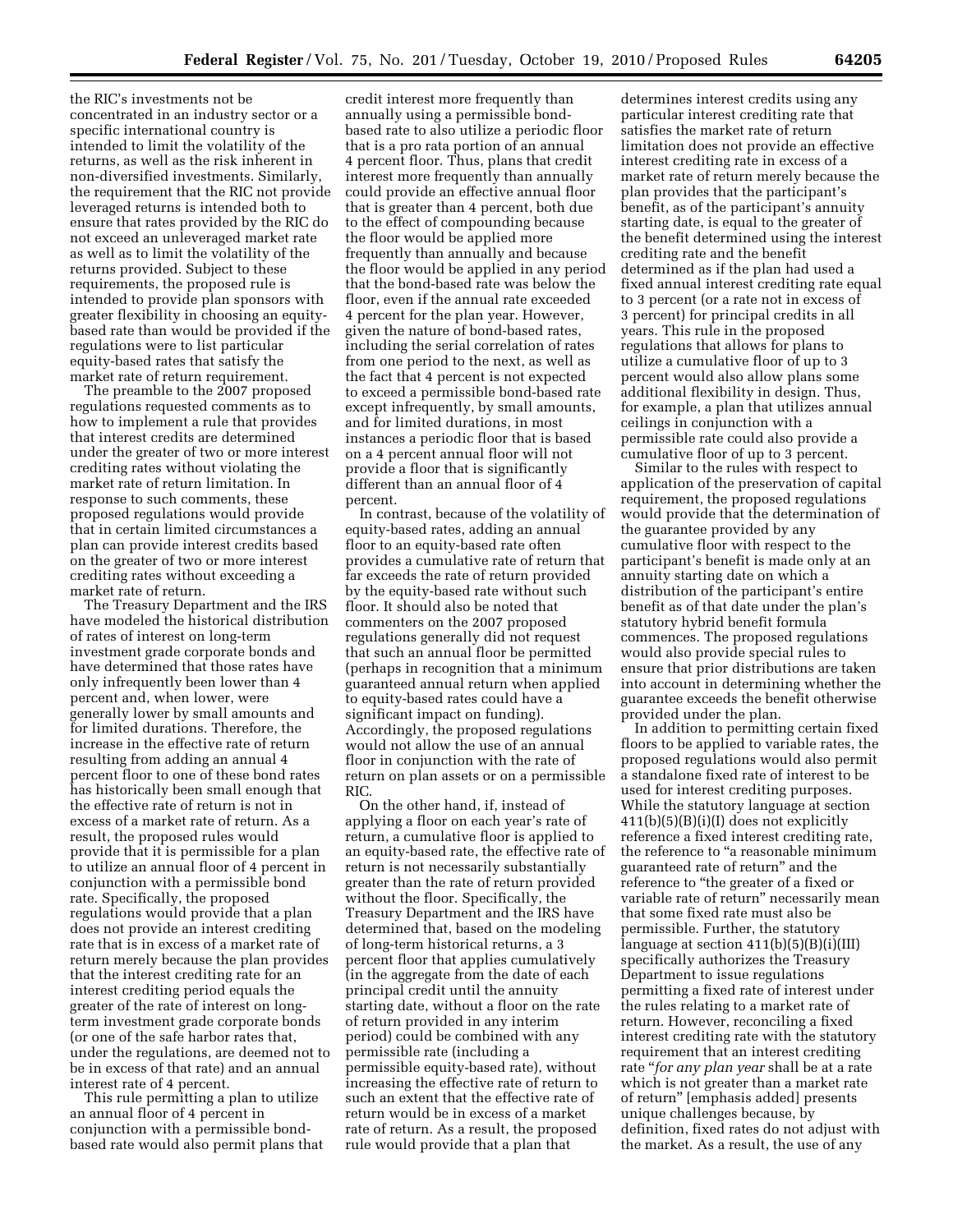the RIC's investments not be concentrated in an industry sector or a specific international country is intended to limit the volatility of the returns, as well as the risk inherent in non-diversified investments. Similarly, the requirement that the RIC not provide leveraged returns is intended both to ensure that rates provided by the RIC do not exceed an unleveraged market rate as well as to limit the volatility of the returns provided. Subject to these requirements, the proposed rule is intended to provide plan sponsors with greater flexibility in choosing an equity-based rate than would be provided if the regulations were to list particular equity-based rates that satisfy the market rate of return requirement.

The preamble to the 2007 proposed regulations requested comments as to how to implement a rule that provides that interest credits are determined under the greater of two or more interest crediting rates without violating the market rate of return limitation. In response to such comments, these proposed regulations would provide that in certain limited circumstances a plan can provide interest credits based on the greater of two or more interest crediting rates without exceeding a market rate of return.

The Treasury Department and the IRS have modeled the historical distribution of rates of interest on long-term investment grade corporate bonds and have determined that those rates have only infrequently been lower than 4 percent and, when lower, were generally lower by small amounts and for limited durations. Therefore, the increase in the effective rate of return resulting from adding an annual 4 percent floor to one of these bond rates has historically been small enough that the effective rate of return is not in excess of a market rate of return. As a result, the proposed rules would provide that it is permissible for a plan to utilize an annual floor of 4 percent in conjunction with a permissible bond rate. Specifically, the proposed regulations would provide that a plan does not provide an interest crediting rate that is in excess of a market rate of return merely because the plan provides that the interest crediting rate for an interest crediting period equals the greater of the rate of interest on long-term investment grade corporate bonds (or one of the safe harbor rates that, under the regulations, are deemed not to be in excess of that rate) and an annual interest rate of 4 percent.

This rule permitting a plan to utilize an annual floor of 4 percent in conjunction with a permissible bond-based rate would also permit plans that credit interest more frequently than annually using a permissible bond-based rate to also utilize a periodic floor that is a pro rata portion of an annual 4 percent floor. Thus, plans that credit interest more frequently than annually could provide an effective annual floor that is greater than 4 percent, both due to the effect of compounding because the floor would be applied more frequently than annually and because the floor would be applied in any period that the bond-based rate was below the floor, even if the annual rate exceeded 4 percent for the plan year. However, given the nature of bond-based rates, including the serial correlation of rates from one period to the next, as well as the fact that 4 percent is not expected to exceed a permissible bond-based rate except infrequently, by small amounts, and for limited durations, in most instances a periodic floor that is based on a 4 percent annual floor will not provide a floor that is significantly different than an annual floor of 4 percent.

In contrast, because of the volatility of equity-based rates, adding an annual floor to an equity-based rate often provides a cumulative rate of return that far exceeds the rate of return provided by the equity-based rate without such floor. It should also be noted that commenters on the 2007 proposed regulations generally did not request that such an annual floor be permitted (perhaps in recognition that a minimum guaranteed annual return when applied to equity-based rates could have a significant impact on funding). Accordingly, the proposed regulations would not allow the use of an annual floor in conjunction with the rate of return on plan assets or on a permissible RIC.

On the other hand, if, instead of applying a floor on each year's rate of return, a cumulative floor is applied to an equity-based rate, the effective rate of return is not necessarily substantially greater than the rate of return provided without the floor. Specifically, the Treasury Department and the IRS have determined that, based on the modeling of long-term historical returns, a 3 percent floor that applies cumulatively (in the aggregate from the date of each principal credit until the annuity starting date, without a floor on the rate of return provided in any interim period) could be combined with any permissible rate (including a permissible equity-based rate), without increasing the effective rate of return to such an extent that the effective rate of return would be in excess of a market rate of return. As a result, the proposed rule would provide that a plan that determines interest credits using any particular interest crediting rate that satisfies the market rate of return limitation does not provide an effective interest crediting rate in excess of a market rate of return merely because the plan provides that the participant's benefit, as of the participant's annuity starting date, is equal to the greater of the benefit determined using the interest crediting rate and the benefit determined as if the plan had used a fixed annual interest crediting rate equal to 3 percent (or a rate not in excess of 3 percent) for principal credits in all years. This rule in the proposed regulations that allows for plans to utilize a cumulative floor of up to 3 percent would also allow plans some additional flexibility in design. Thus, for example, a plan that utilizes annual ceilings in conjunction with a permissible rate could also provide a cumulative floor of up to 3 percent.

Similar to the rules with respect to application of the preservation of capital requirement, the proposed regulations would provide that the determination of the guarantee provided by any cumulative floor with respect to the participant's benefit is made only at an annuity starting date on which a distribution of the participant's entire benefit as of that date under the plan's statutory hybrid benefit formula commences. The proposed regulations would also provide special rules to ensure that prior distributions are taken into account in determining whether the guarantee exceeds the benefit otherwise provided under the plan.

In addition to permitting certain fixed floors to be applied to variable rates, the proposed regulations would also permit a standalone fixed rate of interest to be used for interest crediting purposes. While the statutory language at section 411(b)(5)(B)(i)(I) does not explicitly reference a fixed interest crediting rate, the reference to "a reasonable minimum guaranteed rate of return" and the reference to "the greater of a fixed or variable rate of return" necessarily mean that some fixed rate must also be permissible. Further, the statutory language at section 411(b)(5)(B)(i)(III) specifically authorizes the Treasury Department to issue regulations permitting a fixed rate of interest under the rules relating to a market rate of return. However, reconciling a fixed interest crediting rate with the statutory requirement that an interest crediting rate "*for any plan year* shall be at a rate which is not greater than a market rate of return" [emphasis added] presents unique challenges because, by definition, fixed rates do not adjust with the market. As a result, the use of any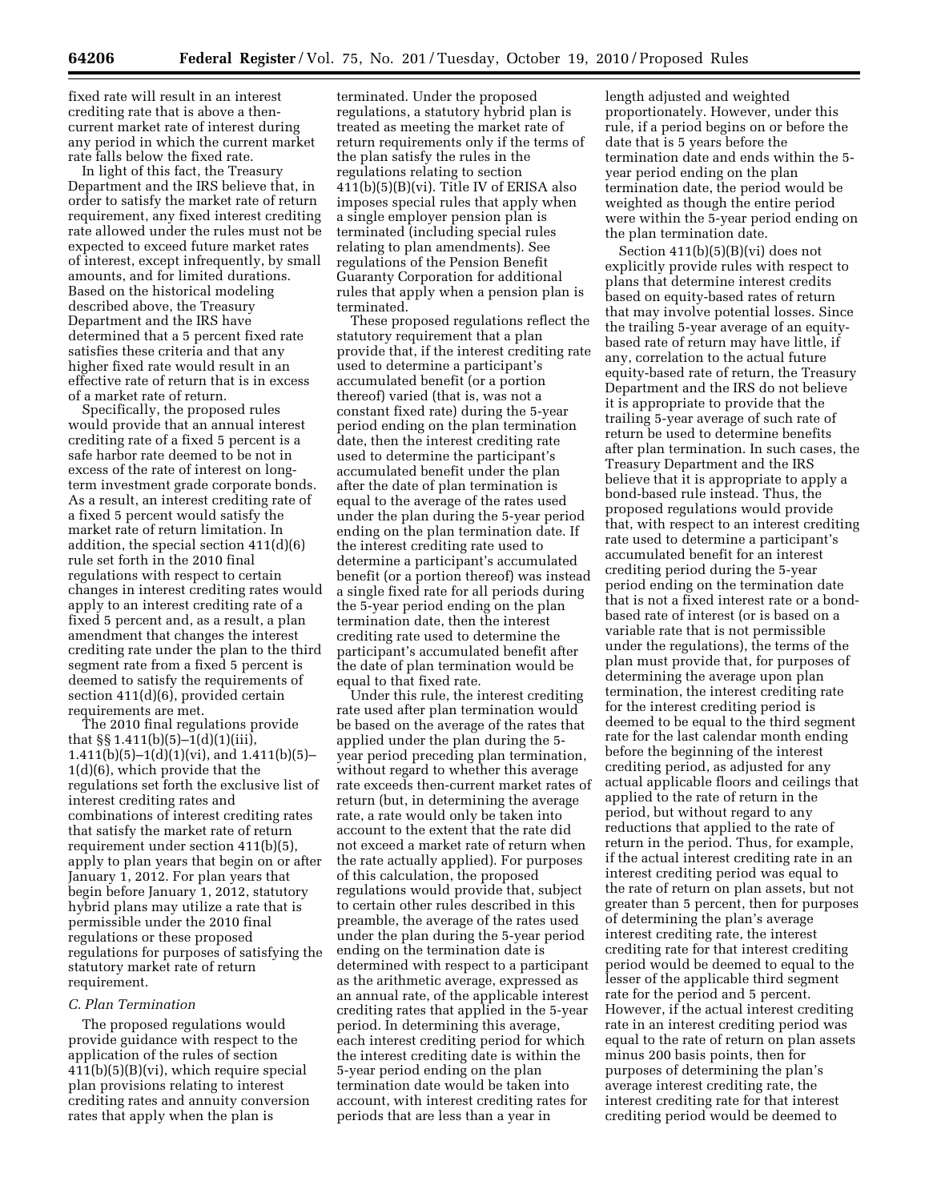fixed rate will result in an interest crediting rate that is above a then-current market rate of interest during any period in which the current market rate falls below the fixed rate.

In light of this fact, the Treasury Department and the IRS believe that, in order to satisfy the market rate of return requirement, any fixed interest crediting rate allowed under the rules must not be expected to exceed future market rates of interest, except infrequently, by small amounts, and for limited durations. Based on the historical modeling described above, the Treasury Department and the IRS have determined that a 5 percent fixed rate satisfies these criteria and that any higher fixed rate would result in an effective rate of return that is in excess of a market rate of return.

Specifically, the proposed rules would provide that an annual interest crediting rate of a fixed 5 percent is a safe harbor rate deemed to be not in excess of the rate of interest on long-term investment grade corporate bonds. As a result, an interest crediting rate of a fixed 5 percent would satisfy the market rate of return limitation. In addition, the special section 411(d)(6) rule set forth in the 2010 final regulations with respect to certain changes in interest crediting rates would apply to an interest crediting rate of a fixed 5 percent and, as a result, a plan amendment that changes the interest crediting rate under the plan to the third segment rate from a fixed 5 percent is deemed to satisfy the requirements of section 411(d)(6), provided certain requirements are met.

The 2010 final regulations provide that §§ 1.411(b)(5)–1(d)(1)(iii), 1.411(b)(5)–1(d)(1)(vi), and 1.411(b)(5)–1(d)(6), which provide that the regulations set forth the exclusive list of interest crediting rates and combinations of interest crediting rates that satisfy the market rate of return requirement under section 411(b)(5), apply to plan years that begin on or after January 1, 2012. For plan years that begin before January 1, 2012, statutory hybrid plans may utilize a rate that is permissible under the 2010 final regulations or these proposed regulations for purposes of satisfying the statutory market rate of return requirement.

### *C. Plan Termination*

The proposed regulations would provide guidance with respect to the application of the rules of section 411(b)(5)(B)(vi), which require special plan provisions relating to interest crediting rates and annuity conversion rates that apply when the plan is terminated. Under the proposed regulations, a statutory hybrid plan is treated as meeting the market rate of return requirements only if the terms of the plan satisfy the rules in the regulations relating to section 411(b)(5)(B)(vi). Title IV of ERISA also imposes special rules that apply when a single employer pension plan is terminated (including special rules relating to plan amendments). See regulations of the Pension Benefit Guaranty Corporation for additional rules that apply when a pension plan is terminated.

These proposed regulations reflect the statutory requirement that a plan provide that, if the interest crediting rate used to determine a participant's accumulated benefit (or a portion thereof) varied (that is, was not a constant fixed rate) during the 5-year period ending on the plan termination date, then the interest crediting rate used to determine the participant's accumulated benefit under the plan after the date of plan termination is equal to the average of the rates used under the plan during the 5-year period ending on the plan termination date. If the interest crediting rate used to determine a participant's accumulated benefit (or a portion thereof) was instead a single fixed rate for all periods during the 5-year period ending on the plan termination date, then the interest crediting rate used to determine the participant's accumulated benefit after the date of plan termination would be equal to that fixed rate.

Under this rule, the interest crediting rate used after plan termination would be based on the average of the rates that applied under the plan during the 5-year period preceding plan termination, without regard to whether this average rate exceeds then-current market rates of return (but, in determining the average rate, a rate would only be taken into account to the extent that the rate did not exceed a market rate of return when the rate actually applied). For purposes of this calculation, the proposed regulations would provide that, subject to certain other rules described in this preamble, the average of the rates used under the plan during the 5-year period ending on the termination date is determined with respect to a participant as the arithmetic average, expressed as an annual rate, of the applicable interest crediting rates that applied in the 5-year period. In determining this average, each interest crediting period for which the interest crediting date is within the 5-year period ending on the plan termination date would be taken into account, with interest crediting rates for periods that are less than a year in length adjusted and weighted proportionately. However, under this rule, if a period begins on or before the date that is 5 years before the termination date and ends within the 5-year period ending on the plan termination date, the period would be weighted as though the entire period were within the 5-year period ending on the plan termination date.

Section 411(b)(5)(B)(vi) does not explicitly provide rules with respect to plans that determine interest credits based on equity-based rates of return that may involve potential losses. Since the trailing 5-year average of an equity-based rate of return may have little, if any, correlation to the actual future equity-based rate of return, the Treasury Department and the IRS do not believe it is appropriate to provide that the trailing 5-year average of such rate of return be used to determine benefits after plan termination. In such cases, the Treasury Department and the IRS believe that it is appropriate to apply a bond-based rule instead. Thus, the proposed regulations would provide that, with respect to an interest crediting rate used to determine a participant's accumulated benefit for an interest crediting period during the 5-year period ending on the termination date that is not a fixed interest rate or a bond-based rate of interest (or is based on a variable rate that is not permissible under the regulations), the terms of the plan must provide that, for purposes of determining the average upon plan termination, the interest crediting rate for the interest crediting period is deemed to be equal to the third segment rate for the last calendar month ending before the beginning of the interest crediting period, as adjusted for any actual applicable floors and ceilings that applied to the rate of return in the period, but without regard to any reductions that applied to the rate of return in the period. Thus, for example, if the actual interest crediting rate in an interest crediting period was equal to the rate of return on plan assets, but not greater than 5 percent, then for purposes of determining the plan's average interest crediting rate, the interest crediting rate for that interest crediting period would be deemed to equal to the lesser of the applicable third segment rate for the period and 5 percent. However, if the actual interest crediting rate in an interest crediting period was equal to the rate of return on plan assets minus 200 basis points, then for purposes of determining the plan's average interest crediting rate, the interest crediting rate for that interest crediting period would be deemed to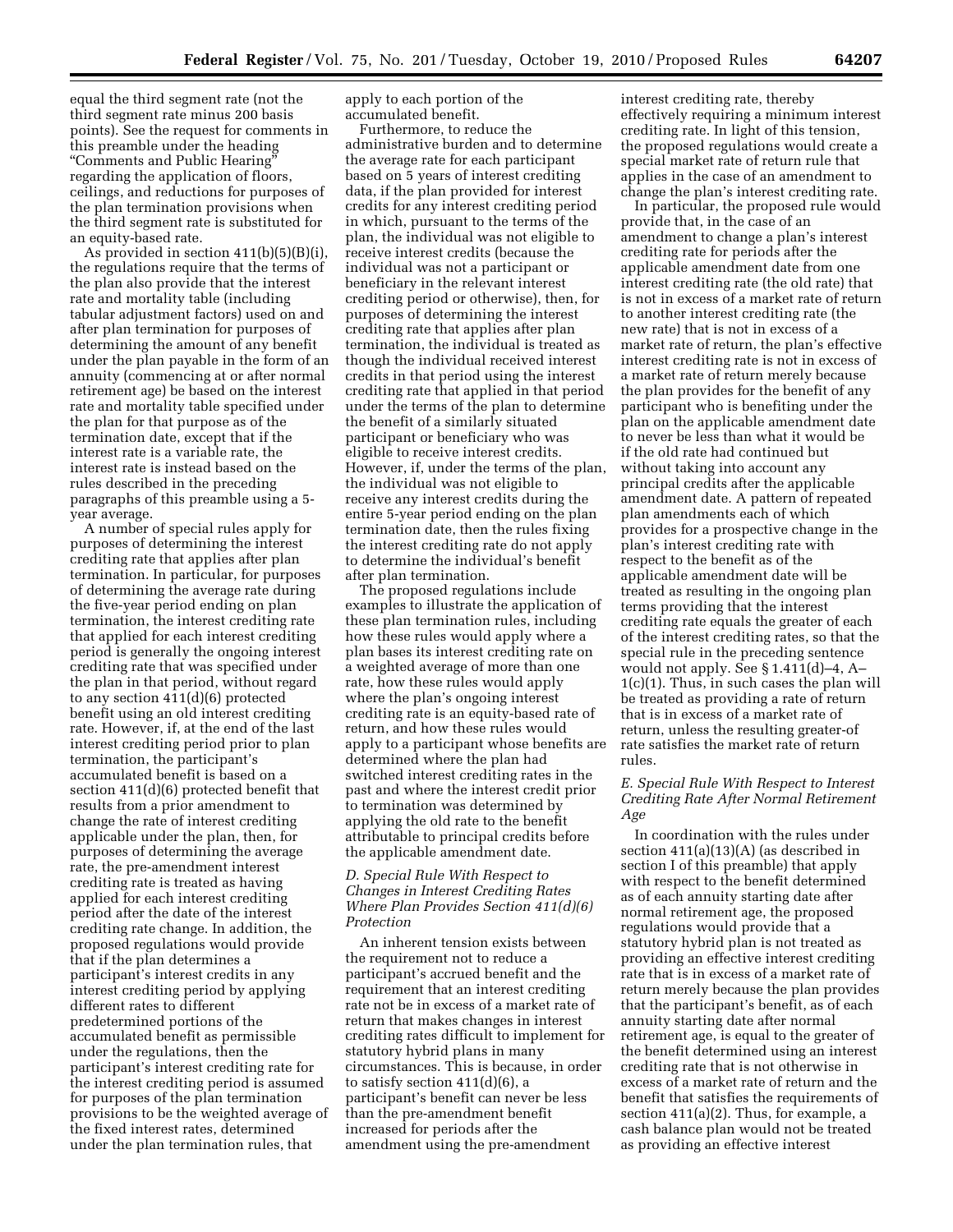equal the third segment rate (not the third segment rate minus 200 basis points). See the request for comments in this preamble under the heading "Comments and Public Hearing" regarding the application of floors, ceilings, and reductions for purposes of the plan termination provisions when the third segment rate is substituted for an equity-based rate.

As provided in section 411(b)(5)(B)(i), the regulations require that the terms of the plan also provide that the interest rate and mortality table (including tabular adjustment factors) used on and after plan termination for purposes of determining the amount of any benefit under the plan payable in the form of an annuity (commencing at or after normal retirement age) be based on the interest rate and mortality table specified under the plan for that purpose as of the termination date, except that if the interest rate is a variable rate, the interest rate is instead based on the rules described in the preceding paragraphs of this preamble using a 5-year average.

A number of special rules apply for purposes of determining the interest crediting rate that applies after plan termination. In particular, for purposes of determining the average rate during the five-year period ending on plan termination, the interest crediting rate that applied for each interest crediting period is generally the ongoing interest crediting rate that was specified under the plan in that period, without regard to any section 411(d)(6) protected benefit using an old interest crediting rate. However, if, at the end of the last interest crediting period prior to plan termination, the participant's accumulated benefit is based on a section 411(d)(6) protected benefit that results from a prior amendment to change the rate of interest crediting applicable under the plan, then, for purposes of determining the average rate, the pre-amendment interest crediting rate is treated as having applied for each interest crediting period after the date of the interest crediting rate change. In addition, the proposed regulations would provide that if the plan determines a participant's interest credits in any interest crediting period by applying different rates to different predetermined portions of the accumulated benefit as permissible under the regulations, then the participant's interest crediting rate for the interest crediting period is assumed for purposes of the plan termination provisions to be the weighted average of the fixed interest rates, determined under the plan termination rules, that apply to each portion of the accumulated benefit.

Furthermore, to reduce the administrative burden and to determine the average rate for each participant based on 5 years of interest crediting data, if the plan provided for interest credits for any interest crediting period in which, pursuant to the terms of the plan, the individual was not eligible to receive interest credits (because the individual was not a participant or beneficiary in the relevant interest crediting period or otherwise), then, for purposes of determining the interest crediting rate that applies after plan termination, the individual is treated as though the individual received interest credits in that period using the interest crediting rate that applied in that period under the terms of the plan to determine the benefit of a similarly situated participant or beneficiary who was eligible to receive interest credits. However, if, under the terms of the plan, the individual was not eligible to receive any interest credits during the entire 5-year period ending on the plan termination date, then the rules fixing the interest crediting rate do not apply to determine the individual's benefit after plan termination.

The proposed regulations include examples to illustrate the application of these plan termination rules, including how these rules would apply where a plan bases its interest crediting rate on a weighted average of more than one rate, how these rules would apply where the plan's ongoing interest crediting rate is an equity-based rate of return, and how these rules would apply to a participant whose benefits are determined where the plan had switched interest crediting rates in the past and where the interest credit prior to termination was determined by applying the old rate to the benefit attributable to principal credits before the applicable amendment date.

### *D. Special Rule With Respect to Changes in Interest Crediting Rates Where Plan Provides Section 411(d)(6) Protection*

An inherent tension exists between the requirement not to reduce a participant's accrued benefit and the requirement that an interest crediting rate not be in excess of a market rate of return that makes changes in interest crediting rates difficult to implement for statutory hybrid plans in many circumstances. This is because, in order to satisfy section 411(d)(6), a participant's benefit can never be less than the pre-amendment benefit increased for periods after the amendment using the pre-amendment interest crediting rate, thereby effectively requiring a minimum interest crediting rate. In light of this tension, the proposed regulations would create a special market rate of return rule that applies in the case of an amendment to change the plan's interest crediting rate.

In particular, the proposed rule would provide that, in the case of an amendment to change a plan's interest crediting rate for periods after the applicable amendment date from one interest crediting rate (the old rate) that is not in excess of a market rate of return to another interest crediting rate (the new rate) that is not in excess of a market rate of return, the plan's effective interest crediting rate is not in excess of a market rate of return merely because the plan provides for the benefit of any participant who is benefiting under the plan on the applicable amendment date to never be less than what it would be if the old rate had continued but without taking into account any principal credits after the applicable amendment date. A pattern of repeated plan amendments each of which provides for a prospective change in the plan's interest crediting rate with respect to the benefit as of the applicable amendment date will be treated as resulting in the ongoing plan terms providing that the interest crediting rate equals the greater of each of the interest crediting rates, so that the special rule in the preceding sentence would not apply. See § 1.411(d)–4, A–1(c)(1). Thus, in such cases the plan will be treated as providing a rate of return that is in excess of a market rate of return, unless the resulting greater-of rate satisfies the market rate of return rules.

### *E. Special Rule With Respect to Interest Crediting Rate After Normal Retirement Age*

In coordination with the rules under section 411(a)(13)(A) (as described in section I of this preamble) that apply with respect to the benefit determined as of each annuity starting date after normal retirement age, the proposed regulations would provide that a statutory hybrid plan is not treated as providing an effective interest crediting rate that is in excess of a market rate of return merely because the plan provides that the participant's benefit, as of each annuity starting date after normal retirement age, is equal to the greater of the benefit determined using an interest crediting rate that is not otherwise in excess of a market rate of return and the benefit that satisfies the requirements of section 411(a)(2). Thus, for example, a cash balance plan would not be treated as providing an effective interest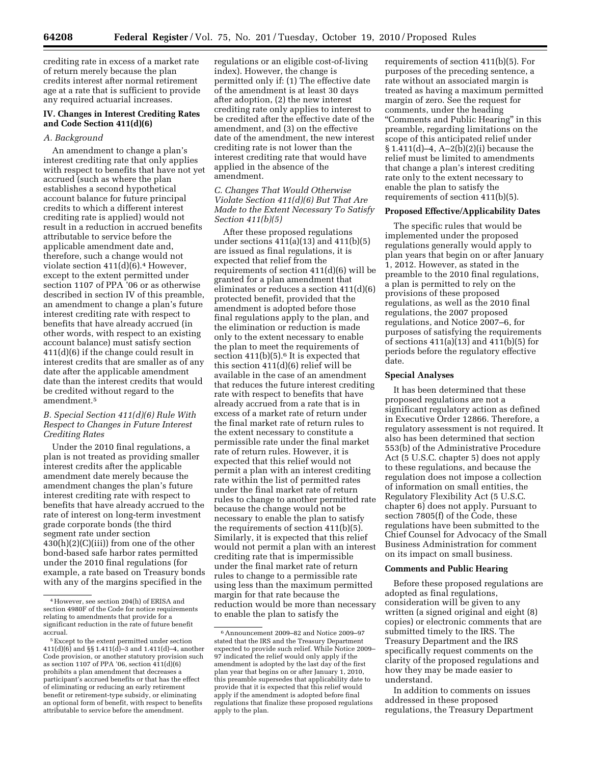crediting rate in excess of a market rate of return merely because the plan credits interest after normal retirement age at a rate that is sufficient to provide any required actuarial increases.

## IV. Changes in Interest Crediting Rates and Code Section 411(d)(6)

### *A. Background*

An amendment to change a plan's interest crediting rate that only applies with respect to benefits that have not yet accrued (such as where the plan establishes a second hypothetical account balance for future principal credits to which a different interest crediting rate is applied) would not result in a reduction in accrued benefits attributable to service before the applicable amendment date and, therefore, such a change would not violate section 411(d)(6).[4] However, except to the extent permitted under section 1107 of PPA '06 or as otherwise described in section IV of this preamble, an amendment to change a plan's future interest crediting rate with respect to benefits that have already accrued (in other words, with respect to an existing account balance) must satisfy section 411(d)(6) if the change could result in interest credits that are smaller as of any date after the applicable amendment date than the interest credits that would be credited without regard to the amendment.[5]

### *B. Special Section 411(d)(6) Rule With Respect to Changes in Future Interest Crediting Rates*

Under the 2010 final regulations, a plan is not treated as providing smaller interest credits after the applicable amendment date merely because the amendment changes the plan's future interest crediting rate with respect to benefits that have already accrued to the rate of interest on long-term investment grade corporate bonds (the third segment rate under section 430(h)(2)(C)(iii)) from one of the other bond-based safe harbor rates permitted under the 2010 final regulations (for example, a rate based on Treasury bonds with any of the margins specified in the regulations or an eligible cost-of-living index). However, the change is permitted only if: (1) The effective date of the amendment is at least 30 days after adoption, (2) the new interest crediting rate only applies to interest to be credited after the effective date of the amendment, and (3) on the effective date of the amendment, the new interest crediting rate is not lower than the interest crediting rate that would have applied in the absence of the amendment.

### *C. Changes That Would Otherwise Violate Section 411(d)(6) But That Are Made to the Extent Necessary To Satisfy Section 411(b)(5)*

After these proposed regulations under sections 411(a)(13) and 411(b)(5) are issued as final regulations, it is expected that relief from the requirements of section 411(d)(6) will be granted for a plan amendment that eliminates or reduces a section 411(d)(6) protected benefit, provided that the amendment is adopted before those final regulations apply to the plan, and the elimination or reduction is made only to the extent necessary to enable the plan to meet the requirements of section 411(b)(5).[6] It is expected that this section 411(d)(6) relief will be available in the case of an amendment that reduces the future interest crediting rate with respect to benefits that have already accrued from a rate that is in excess of a market rate of return under the final market rate of return rules to the extent necessary to constitute a permissible rate under the final market rate of return rules. However, it is expected that this relief would not permit a plan with an interest crediting rate within the list of permitted rates under the final market rate of return rules to change to another permitted rate because the change would not be necessary to enable the plan to satisfy the requirements of section 411(b)(5). Similarly, it is expected that this relief would not permit a plan with an interest crediting rate that is impermissible under the final market rate of return rules to change to a permissible rate using less than the maximum permitted margin for that rate because the reduction would be more than necessary to enable the plan to satisfy the requirements of section 411(b)(5). For purposes of the preceding sentence, a rate without an associated margin is treated as having a maximum permitted margin of zero. See the request for comments, under the heading "Comments and Public Hearing" in this preamble, regarding limitations on the scope of this anticipated relief under § 1.411(d)–4, A–2(b)(2)(i) because the relief must be limited to amendments that change a plan's interest crediting rate only to the extent necessary to enable the plan to satisfy the requirements of section 411(b)(5).

## Proposed Effective/Applicability Dates

The specific rules that would be implemented under the proposed regulations generally would apply to plan years that begin on or after January 1, 2012. However, as stated in the preamble to the 2010 final regulations, a plan is permitted to rely on the provisions of these proposed regulations, as well as the 2010 final regulations, the 2007 proposed regulations, and Notice 2007–6, for purposes of satisfying the requirements of sections 411(a)(13) and 411(b)(5) for periods before the regulatory effective date.

## Special Analyses

It has been determined that these proposed regulations are not a significant regulatory action as defined in Executive Order 12866. Therefore, a regulatory assessment is not required. It also has been determined that section 553(b) of the Administrative Procedure Act (5 U.S.C. chapter 5) does not apply to these regulations, and because the regulation does not impose a collection of information on small entities, the Regulatory Flexibility Act (5 U.S.C. chapter 6) does not apply. Pursuant to section 7805(f) of the Code, these regulations have been submitted to the Chief Counsel for Advocacy of the Small Business Administration for comment on its impact on small business.

## Comments and Public Hearing

Before these proposed regulations are adopted as final regulations, consideration will be given to any written (a signed original and eight (8) copies) or electronic comments that are submitted timely to the IRS. The Treasury Department and the IRS specifically request comments on the clarity of the proposed regulations and how they may be made easier to understand.

In addition to comments on issues addressed in these proposed regulations, the Treasury Department

---

[4] However, see section 204(h) of ERISA and section 4980F of the Code for notice requirements relating to amendments that provide for a significant reduction in the rate of future benefit accrual.

[5] Except to the extent permitted under section 411(d)(6) and §§ 1.411(d)–3 and 1.411(d)–4, another Code provision, or another statutory provision such as section 1107 of PPA '06, section 411(d)(6) prohibits a plan amendment that decreases a participant's accrued benefits or that has the effect of eliminating or reducing an early retirement benefit or retirement-type subsidy, or eliminating an optional form of benefit, with respect to benefits attributable to service before the amendment.

[6] Announcement 2009–82 and Notice 2009–97 stated that the IRS and the Treasury Department expected to provide such relief. While Notice 2009–97 indicated the relief would only apply if the amendment is adopted by the last day of the first plan year that begins on or after January 1, 2010, this preamble supersedes that applicability date to provide that it is expected that this relief would apply if the amendment is adopted before final regulations that finalize these proposed regulations apply to the plan.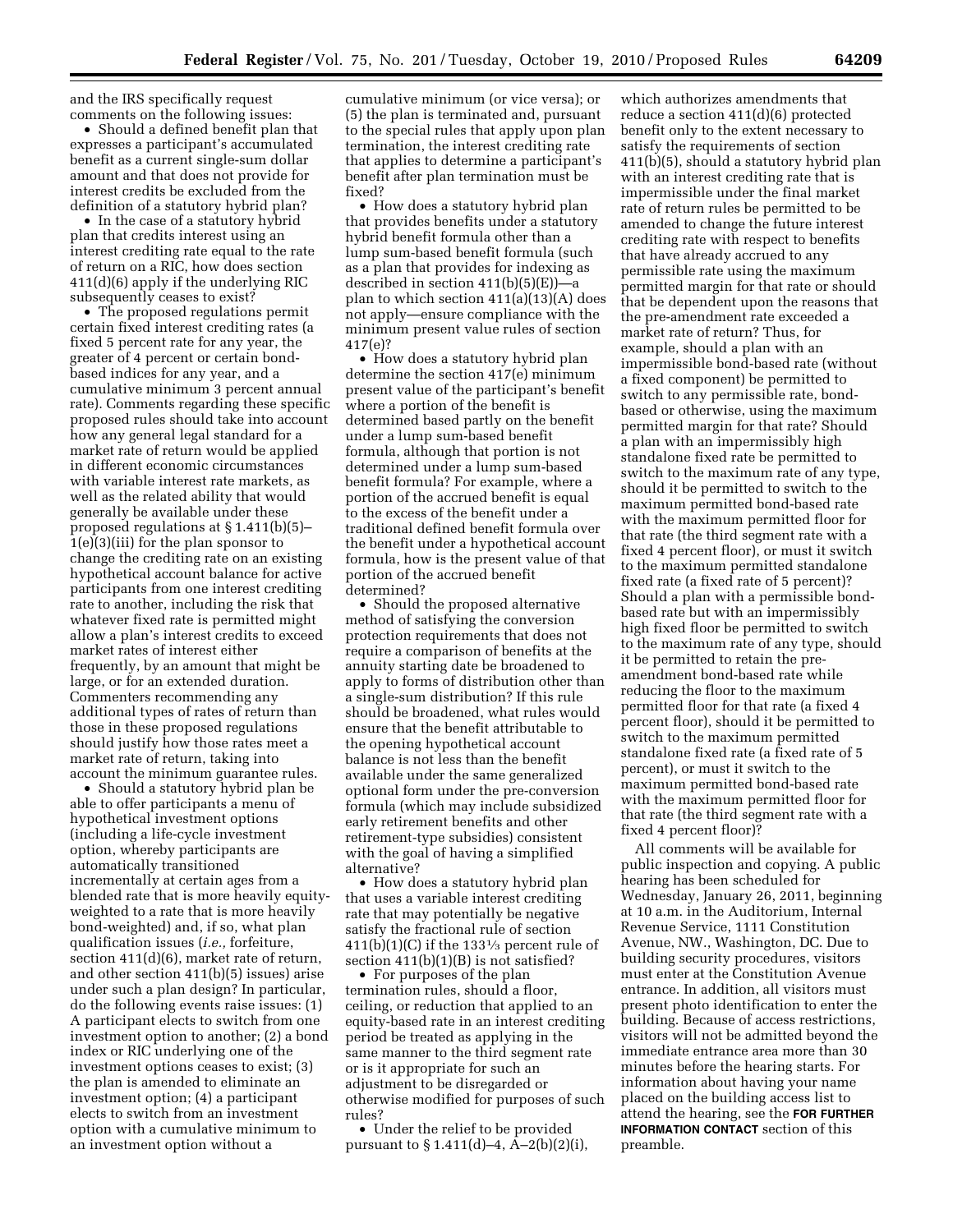and the IRS specifically request comments on the following issues:

- Should a defined benefit plan that expresses a participant's accumulated benefit as a current single-sum dollar amount and that does not provide for interest credits be excluded from the definition of a statutory hybrid plan?
- In the case of a statutory hybrid plan that credits interest using an interest crediting rate equal to the rate of return on a RIC, how does section 411(d)(6) apply if the underlying RIC subsequently ceases to exist?
- The proposed regulations permit certain fixed interest crediting rates (a fixed 5 percent rate for any year, the greater of 4 percent or certain bond-based indices for any year, and a cumulative minimum 3 percent annual rate). Comments regarding these specific proposed rules should take into account how any general legal standard for a market rate of return would be applied in different economic circumstances with variable interest rate markets, as well as the related ability that would generally be available under these proposed regulations at § 1.411(b)(5)–1(e)(3)(iii) for the plan sponsor to change the crediting rate on an existing hypothetical account balance for active participants from one interest crediting rate to another, including the risk that whatever fixed rate is permitted might allow a plan's interest credits to exceed market rates of interest either frequently, by an amount that might be large, or for an extended duration. Commenters recommending any additional types of rates of return than those in these proposed regulations should justify how those rates meet a market rate of return, taking into account the minimum guarantee rules.
- Should a statutory hybrid plan be able to offer participants a menu of hypothetical investment options (including a life-cycle investment option, whereby participants are automatically transitioned incrementally at certain ages from a blended rate that is more heavily equity-weighted to a rate that is more heavily bond-weighted) and, if so, what plan qualification issues (*i.e.,* forfeiture, section 411(d)(6), market rate of return, and other section 411(b)(5) issues) arise under such a plan design? In particular, do the following events raise issues: (1) A participant elects to switch from one investment option to another; (2) a bond index or RIC underlying one of the investment options ceases to exist; (3) the plan is amended to eliminate an investment option; (4) a participant elects to switch from an investment option with a cumulative minimum to an investment option without a cumulative minimum (or vice versa); or (5) the plan is terminated and, pursuant to the special rules that apply upon plan termination, the interest crediting rate that applies to determine a participant's benefit after plan termination must be fixed?
- How does a statutory hybrid plan that provides benefits under a statutory hybrid benefit formula other than a lump sum-based benefit formula (such as a plan that provides for indexing as described in section 411(b)(5)(E))—a plan to which section 411(a)(13)(A) does not apply—ensure compliance with the minimum present value rules of section 417(e)?
- How does a statutory hybrid plan determine the section 417(e) minimum present value of the participant's benefit where a portion of the benefit is determined based partly on the benefit under a lump sum-based benefit formula, although that portion is not determined under a lump sum-based benefit formula? For example, where a portion of the accrued benefit is equal to the excess of the benefit under a traditional defined benefit formula over the benefit under a hypothetical account formula, how is the present value of that portion of the accrued benefit determined?
- Should the proposed alternative method of satisfying the conversion protection requirements that does not require a comparison of benefits at the annuity starting date be broadened to apply to forms of distribution other than a single-sum distribution? If this rule should be broadened, what rules would ensure that the benefit attributable to the opening hypothetical account balance is not less than the benefit available under the same generalized optional form under the pre-conversion formula (which may include subsidized early retirement benefits and other retirement-type subsidies) consistent with the goal of having a simplified alternative?
- How does a statutory hybrid plan that uses a variable interest crediting rate that may potentially be negative satisfy the fractional rule of section 411(b)(1)(C) if the 133⅓ percent rule of section 411(b)(1)(B) is not satisfied?
- For purposes of the plan termination rules, should a floor, ceiling, or reduction that applied to an equity-based rate in an interest crediting period be treated as applying in the same manner to the third segment rate or is it appropriate for such an adjustment to be disregarded or otherwise modified for purposes of such rules?
- Under the relief to be provided pursuant to § 1.411(d)–4, A–2(b)(2)(i), which authorizes amendments that reduce a section 411(d)(6) protected benefit only to the extent necessary to satisfy the requirements of section 411(b)(5), should a statutory hybrid plan with an interest crediting rate that is impermissible under the final market rate of return rules be permitted to be amended to change the future interest crediting rate with respect to benefits that have already accrued to any permissible rate using the maximum permitted margin for that rate or should that be dependent upon the reasons that the pre-amendment rate exceeded a market rate of return? Thus, for example, should a plan with an impermissible bond-based rate (without a fixed component) be permitted to switch to any permissible rate, bond-based or otherwise, using the maximum permitted margin for that rate? Should a plan with an impermissibly high standalone fixed rate be permitted to switch to the maximum rate of any type, should it be permitted to switch to the maximum permitted bond-based rate with the maximum permitted floor for that rate (the third segment rate with a fixed 4 percent floor), or must it switch to the maximum permitted standalone fixed rate (a fixed rate of 5 percent)? Should a plan with a permissible bond-based rate but with an impermissibly high fixed floor be permitted to switch to the maximum rate of any type, should it be permitted to retain the pre-amendment bond-based rate while reducing the floor to the maximum permitted floor for that rate (a fixed 4 percent floor), should it be permitted to switch to the maximum permitted standalone fixed rate (a fixed rate of 5 percent), or must it switch to the maximum permitted bond-based rate with the maximum permitted floor for that rate (the third segment rate with a fixed 4 percent floor)?

All comments will be available for public inspection and copying. A public hearing has been scheduled for Wednesday, January 26, 2011, beginning at 10 a.m. in the Auditorium, Internal Revenue Service, 1111 Constitution Avenue, NW., Washington, DC. Due to building security procedures, visitors must enter at the Constitution Avenue entrance. In addition, all visitors must present photo identification to enter the building. Because of access restrictions, visitors will not be admitted beyond the immediate entrance area more than 30 minutes before the hearing starts. For information about having your name placed on the building access list to attend the hearing, see the **FOR FURTHER INFORMATION CONTACT** section of this preamble.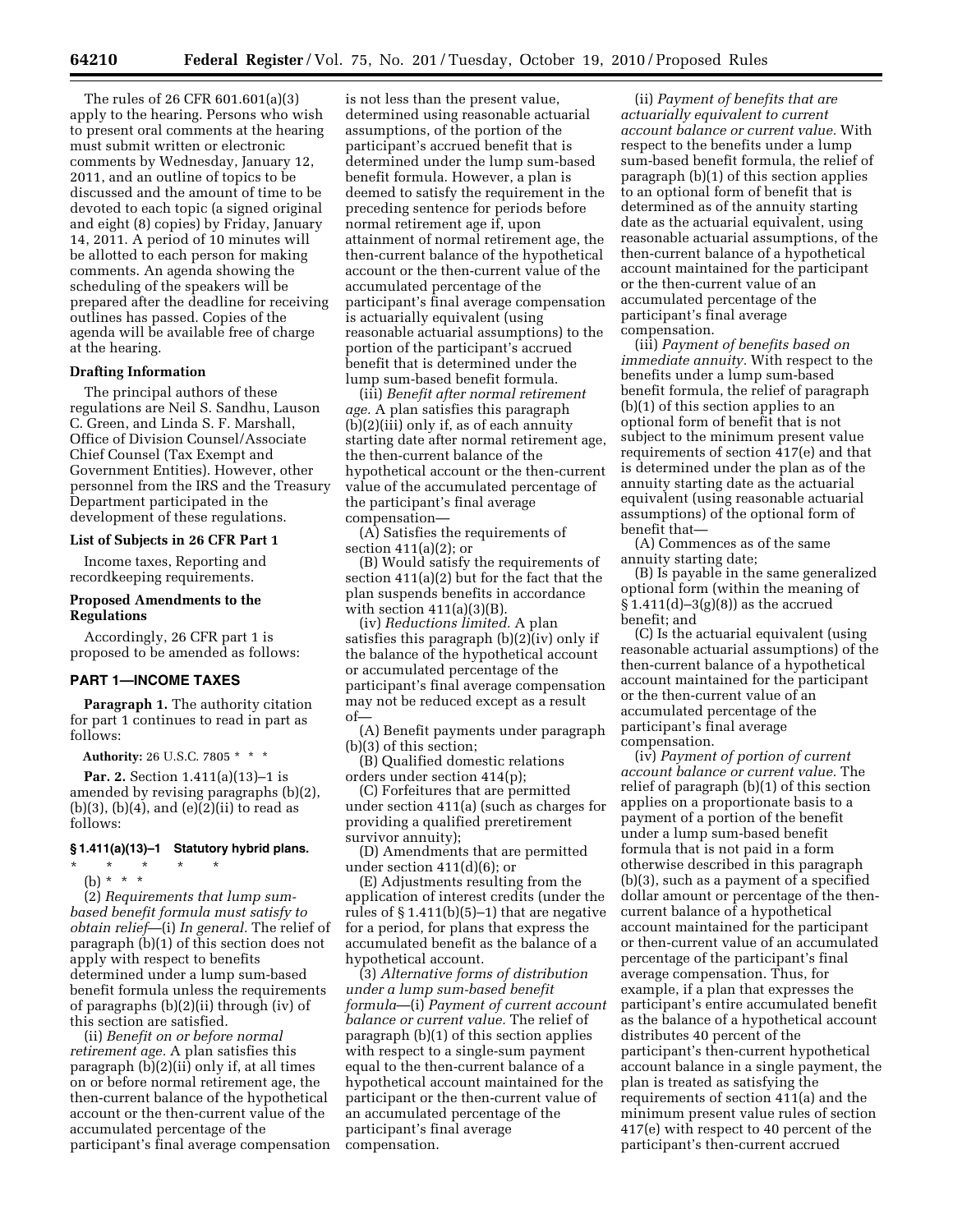The rules of 26 CFR 601.601(a)(3) apply to the hearing. Persons who wish to present oral comments at the hearing must submit written or electronic comments by Wednesday, January 12, 2011, and an outline of topics to be discussed and the amount of time to be devoted to each topic (a signed original and eight (8) copies) by Friday, January 14, 2011. A period of 10 minutes will be allotted to each person for making comments. An agenda showing the scheduling of the speakers will be prepared after the deadline for receiving outlines has passed. Copies of the agenda will be available free of charge at the hearing.

### Drafting Information

The principal authors of these regulations are Neil S. Sandhu, Lauson C. Green, and Linda S. F. Marshall, Office of Division Counsel/Associate Chief Counsel (Tax Exempt and Government Entities). However, other personnel from the IRS and the Treasury Department participated in the development of these regulations.

### List of Subjects in 26 CFR Part 1

Income taxes, Reporting and recordkeeping requirements.

### Proposed Amendments to the Regulations

Accordingly, 26 CFR part 1 is proposed to be amended as follows:

## PART 1—INCOME TAXES

**Paragraph 1.** The authority citation for part 1 continues to read in part as follows:

**Authority:** 26 U.S.C. 7805 * * *

**Par. 2.** Section 1.411(a)(13)–1 is amended by revising paragraphs (b)(2), (b)(3), (b)(4), and (e)(2)(ii) to read as follows:

### § 1.411(a)(13)–1 Statutory hybrid plans.

\* \* \* \* \*

(b) * * *

(2) *Requirements that lump sum-based benefit formula must satisfy to obtain relief*—(i) *In general.* The relief of paragraph (b)(1) of this section does not apply with respect to benefits determined under a lump sum-based benefit formula unless the requirements of paragraphs (b)(2)(ii) through (iv) of this section are satisfied.

(ii) *Benefit on or before normal retirement age.* A plan satisfies this paragraph (b)(2)(ii) only if, at all times on or before normal retirement age, the then-current balance of the hypothetical account or the then-current value of the accumulated percentage of the participant's final average compensation is not less than the present value, determined using reasonable actuarial assumptions, of the portion of the participant's accrued benefit that is determined under the lump sum-based benefit formula. However, a plan is deemed to satisfy the requirement in the preceding sentence for periods before normal retirement age if, upon attainment of normal retirement age, the then-current balance of the hypothetical account or the then-current value of the accumulated percentage of the participant's final average compensation is actuarially equivalent (using reasonable actuarial assumptions) to the portion of the participant's accrued benefit that is determined under the lump sum-based benefit formula.

(iii) *Benefit after normal retirement age.* A plan satisfies this paragraph (b)(2)(iii) only if, as of each annuity starting date after normal retirement age, the then-current balance of the hypothetical account or the then-current value of the accumulated percentage of the participant's final average compensation—

(A) Satisfies the requirements of section 411(a)(2); or

(B) Would satisfy the requirements of section 411(a)(2) but for the fact that the plan suspends benefits in accordance with section 411(a)(3)(B).

(iv) *Reductions limited.* A plan satisfies this paragraph (b)(2)(iv) only if the balance of the hypothetical account or accumulated percentage of the participant's final average compensation may not be reduced except as a result of—

(A) Benefit payments under paragraph (b)(3) of this section;

(B) Qualified domestic relations orders under section 414(p);

(C) Forfeitures that are permitted under section 411(a) (such as charges for providing a qualified preretirement survivor annuity);

(D) Amendments that are permitted under section 411(d)(6); or

(E) Adjustments resulting from the application of interest credits (under the rules of § 1.411(b)(5)–1) that are negative for a period, for plans that express the accrued benefit as the balance of a hypothetical account.

(3) *Alternative forms of distribution under a lump sum-based benefit formula*—(i) *Payment of current account balance or current value.* The relief of paragraph (b)(1) of this section applies with respect to a single-sum payment equal to the then-current balance of a hypothetical account maintained for the participant or the then-current value of an accumulated percentage of the participant's final average compensation.

(ii) *Payment of benefits that are actuarially equivalent to current account balance or current value.* With respect to the benefits under a lump sum-based benefit formula, the relief of paragraph (b)(1) of this section applies to an optional form of benefit that is determined as of the annuity starting date as the actuarial equivalent, using reasonable actuarial assumptions, of the then-current balance of a hypothetical account maintained for the participant or the then-current value of an accumulated percentage of the participant's final average compensation.

(iii) *Payment of benefits based on immediate annuity.* With respect to the benefits under a lump sum-based benefit formula, the relief of paragraph (b)(1) of this section applies to an optional form of benefit that is not subject to the minimum present value requirements of section 417(e) and that is determined under the plan as of the annuity starting date as the actuarial equivalent (using reasonable actuarial assumptions) of the optional form of benefit that—

(A) Commences as of the same annuity starting date;

(B) Is payable in the same generalized optional form (within the meaning of § 1.411(d)–3(g)(8)) as the accrued benefit; and

(C) Is the actuarial equivalent (using reasonable actuarial assumptions) of the then-current balance of a hypothetical account maintained for the participant or the then-current value of an accumulated percentage of the participant's final average compensation.

(iv) *Payment of portion of current account balance or current value.* The relief of paragraph (b)(1) of this section applies on a proportionate basis to a payment of a portion of the benefit under a lump sum-based benefit formula that is not paid in a form otherwise described in this paragraph (b)(3), such as a payment of a specified dollar amount or percentage of the then-current balance of a hypothetical account maintained for the participant or then-current value of an accumulated percentage of the participant's final average compensation. Thus, for example, if a plan that expresses the participant's entire accumulated benefit as the balance of a hypothetical account distributes 40 percent of the participant's then-current hypothetical account balance in a single payment, the plan is treated as satisfying the requirements of section 411(a) and the minimum present value rules of section 417(e) with respect to 40 percent of the participant's then-current accrued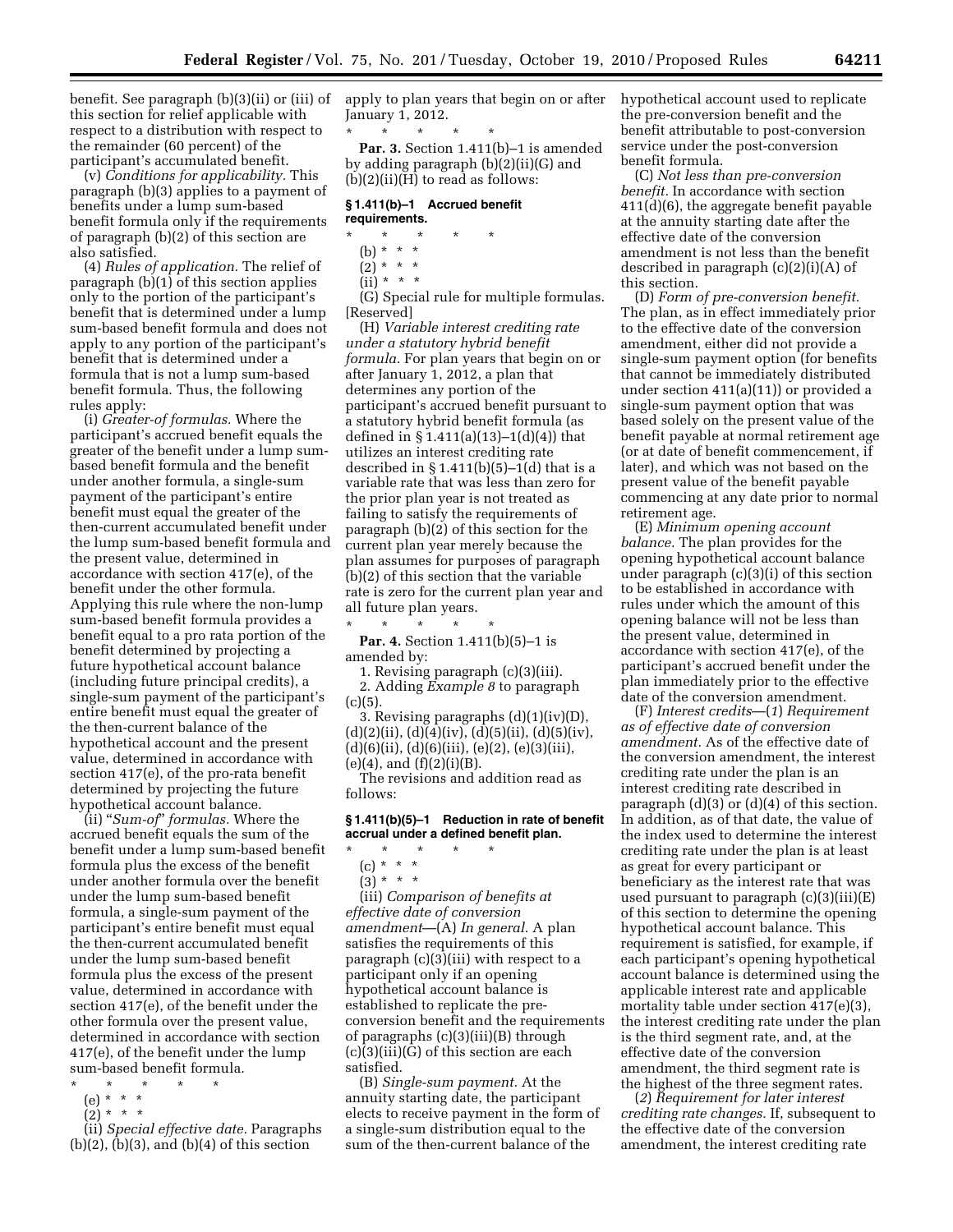benefit. See paragraph (b)(3)(ii) or (iii) of this section for relief applicable with respect to a distribution with respect to the remainder (60 percent) of the participant's accumulated benefit.

(v) *Conditions for applicability.* This paragraph (b)(3) applies to a payment of benefits under a lump sum-based benefit formula only if the requirements of paragraph (b)(2) of this section are also satisfied.

(4) *Rules of application.* The relief of paragraph (b)(1) of this section applies only to the portion of the participant's benefit that is determined under a lump sum-based benefit formula and does not apply to any portion of the participant's benefit that is determined under a formula that is not a lump sum-based benefit formula. Thus, the following rules apply:

(i) *Greater-of formulas.* Where the participant's accrued benefit equals the greater of the benefit under a lump sum-based benefit formula and the benefit under another formula, a single-sum payment of the participant's entire benefit must equal the greater of the then-current accumulated benefit under the lump sum-based benefit formula and the present value, determined in accordance with section 417(e), of the benefit under the other formula. Applying this rule where the non-lump sum-based benefit formula provides a benefit equal to a pro rata portion of the benefit determined by projecting a future hypothetical account balance (including future principal credits), a single-sum payment of the participant's entire benefit must equal the greater of the then-current balance of the hypothetical account and the present value, determined in accordance with section 417(e), of the pro-rata benefit determined by projecting the future hypothetical account balance.

(ii) "*Sum-of*" *formulas.* Where the accrued benefit equals the sum of the benefit under a lump sum-based benefit formula plus the excess of the benefit under another formula over the benefit under the lump sum-based benefit formula, a single-sum payment of the participant's entire benefit must equal the then-current accumulated benefit under the lump sum-based benefit formula plus the excess of the present value, determined in accordance with section 417(e), of the benefit under the other formula over the present value, determined in accordance with section 417(e), of the benefit under the lump sum-based benefit formula.

\* \* \* \* \*

(e) \* \* \*

(2) \* \* \*

(ii) *Special effective date.* Paragraphs (b)(2), (b)(3), and (b)(4) of this section apply to plan years that begin on or after January 1, 2012.

\* \* \* \* \*

**Par. 3.** Section 1.411(b)–1 is amended by adding paragraph (b)(2)(ii)(G) and (b)(2)(ii)(H) to read as follows:

**§ 1.411(b)–1 Accrued benefit requirements.**

\* \* \* \* \*

(b) \* \* \*

(2) \* \* \*

(ii) \* \* \*

(G) Special rule for multiple formulas. [Reserved]

(H) *Variable interest crediting rate under a statutory hybrid benefit formula.* For plan years that begin on or after January 1, 2012, a plan that determines any portion of the participant's accrued benefit pursuant to a statutory hybrid benefit formula (as defined in § 1.411(a)(13)–1(d)(4)) that utilizes an interest crediting rate described in § 1.411(b)(5)–1(d) that is a variable rate that was less than zero for the prior plan year is not treated as failing to satisfy the requirements of paragraph (b)(2) of this section for the current plan year merely because the plan assumes for purposes of paragraph (b)(2) of this section that the variable rate is zero for the current plan year and all future plan years.

\* \* \* \* \*

**Par. 4.** Section 1.411(b)(5)–1 is amended by:

1. Revising paragraph (c)(3)(iii).

2. Adding *Example 8* to paragraph (c)(5).

3. Revising paragraphs (d)(1)(iv)(D), (d)(2)(ii), (d)(4)(iv), (d)(5)(ii), (d)(5)(iv), (d)(6)(ii), (d)(6)(iii), (e)(2), (e)(3)(iii), (e)(4), and (f)(2)(i)(B).

The revisions and addition read as follows:

**§ 1.411(b)(5)–1 Reduction in rate of benefit accrual under a defined benefit plan.**

\* \* \* \* \*

(c) \* \* \*

(3) \* \* \*

(iii) *Comparison of benefits at effective date of conversion amendment*—(A) *In general.* A plan satisfies the requirements of this paragraph (c)(3)(iii) with respect to a participant only if an opening hypothetical account balance is established to replicate the pre-conversion benefit and the requirements of paragraphs (c)(3)(iii)(B) through (c)(3)(iii)(G) of this section are each satisfied.

(B) *Single-sum payment.* At the annuity starting date, the participant elects to receive payment in the form of a single-sum distribution equal to the sum of the then-current balance of the hypothetical account used to replicate the pre-conversion benefit and the benefit attributable to post-conversion service under the post-conversion benefit formula.

(C) *Not less than pre-conversion benefit.* In accordance with section 411(d)(6), the aggregate benefit payable at the annuity starting date after the effective date of the conversion amendment is not less than the benefit described in paragraph (c)(2)(i)(A) of this section.

(D) *Form of pre-conversion benefit.* The plan, as in effect immediately prior to the effective date of the conversion amendment, either did not provide a single-sum payment option (for benefits that cannot be immediately distributed under section 411(a)(11)) or provided a single-sum payment option that was based solely on the present value of the benefit payable at normal retirement age (or at date of benefit commencement, if later), and which was not based on the present value of the benefit payable commencing at any date prior to normal retirement age.

(E) *Minimum opening account balance.* The plan provides for the opening hypothetical account balance under paragraph (c)(3)(i) of this section to be established in accordance with rules under which the amount of this opening balance will not be less than the present value, determined in accordance with section 417(e), of the participant's accrued benefit under the plan immediately prior to the effective date of the conversion amendment.

(F) *Interest credits*—(*1*) *Requirement as of effective date of conversion amendment.* As of the effective date of the conversion amendment, the interest crediting rate under the plan is an interest crediting rate described in paragraph (d)(3) or (d)(4) of this section. In addition, as of that date, the value of the index used to determine the interest crediting rate under the plan is at least as great for every participant or beneficiary as the interest rate that was used pursuant to paragraph (c)(3)(iii)(E) of this section to determine the opening hypothetical account balance. This requirement is satisfied, for example, if each participant's opening hypothetical account balance is determined using the applicable interest rate and applicable mortality table under section 417(e)(3), the interest crediting rate under the plan is the third segment rate, and, at the effective date of the conversion amendment, the third segment rate is the highest of the three segment rates.

(*2*) *Requirement for later interest crediting rate changes.* If, subsequent to the effective date of the conversion amendment, the interest crediting rate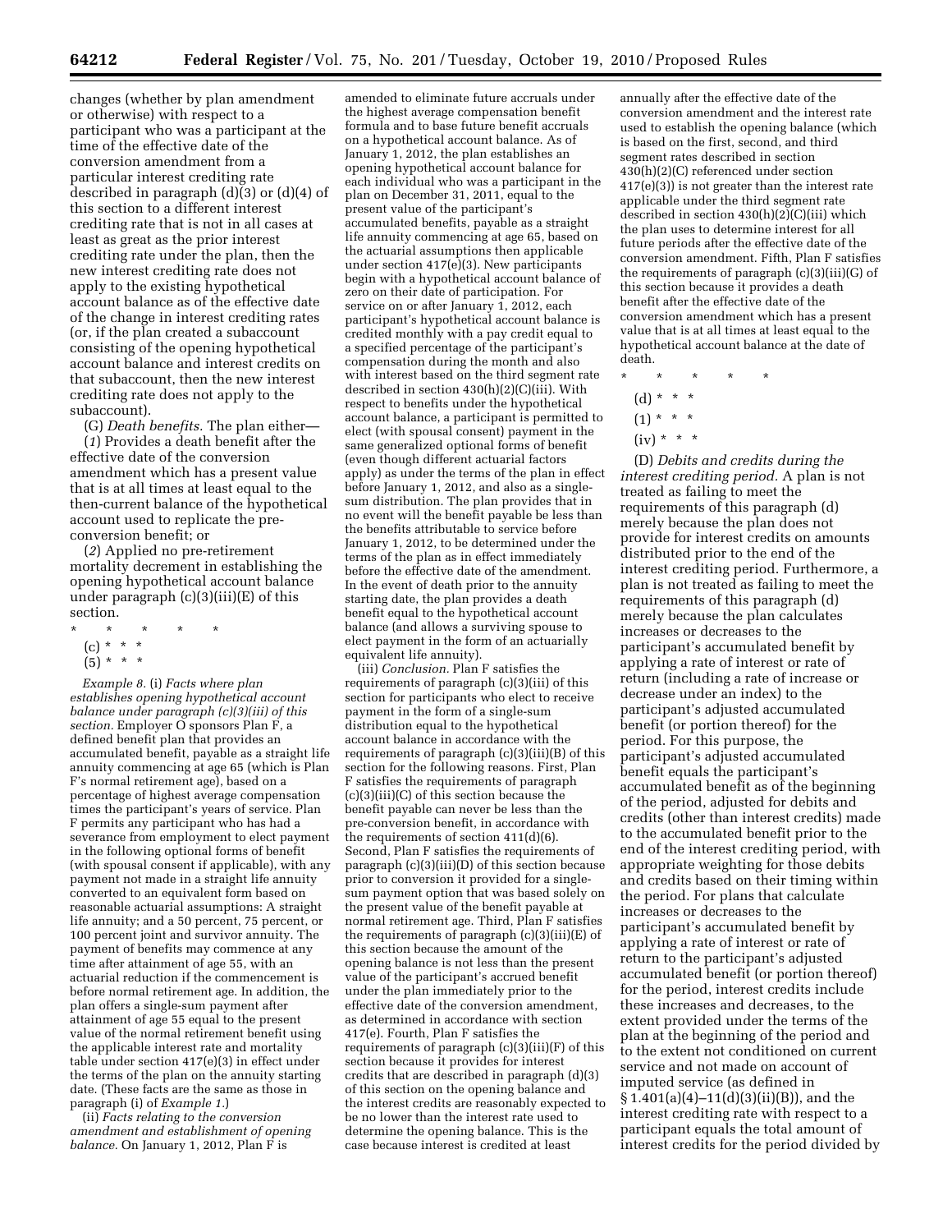changes (whether by plan amendment or otherwise) with respect to a participant who was a participant at the time of the effective date of the conversion amendment from a particular interest crediting rate described in paragraph (d)(3) or (d)(4) of this section to a different interest crediting rate that is not in all cases at least as great as the prior interest crediting rate under the plan, then the new interest crediting rate does not apply to the existing hypothetical account balance as of the effective date of the change in interest crediting rates (or, if the plan created a subaccount consisting of the opening hypothetical account balance and interest credits on that subaccount, then the new interest crediting rate does not apply to the subaccount).

(G) *Death benefits.* The plan either—

(*1*) Provides a death benefit after the effective date of the conversion amendment which has a present value that is at all times at least equal to the then-current balance of the hypothetical account used to replicate the pre-conversion benefit; or

(*2*) Applied no pre-retirement mortality decrement in establishing the opening hypothetical account balance under paragraph (c)(3)(iii)(E) of this section.

\* \* \* \* \*

(c) \* \* \*

(5) \* \* \*

*Example 8.* (i) *Facts where plan establishes opening hypothetical account balance under paragraph (c)(3)(iii) of this section.* Employer O sponsors Plan F, a defined benefit plan that provides an accumulated benefit, payable as a straight life annuity commencing at age 65 (which is Plan F's normal retirement age), based on a percentage of highest average compensation times the participant's years of service. Plan F permits any participant who has had a severance from employment to elect payment in the following optional forms of benefit (with spousal consent if applicable), with any payment not made in a straight life annuity converted to an equivalent form based on reasonable actuarial assumptions: A straight life annuity; and a 50 percent, 75 percent, or 100 percent joint and survivor annuity. The payment of benefits may commence at any time after attainment of age 55, with an actuarial reduction if the commencement is before normal retirement age. In addition, the plan offers a single-sum payment after attainment of age 55 equal to the present value of the normal retirement benefit using the applicable interest rate and mortality table under section 417(e)(3) in effect under the terms of the plan on the annuity starting date. (These facts are the same as those in paragraph (i) of *Example 1.*)

(ii) *Facts relating to the conversion amendment and establishment of opening balance.* On January 1, 2012, Plan F is amended to eliminate future accruals under the highest average compensation benefit formula and to base future benefit accruals on a hypothetical account balance. As of January 1, 2012, the plan establishes an opening hypothetical account balance for each individual who was a participant in the plan on December 31, 2011, equal to the present value of the participant's accumulated benefits, payable as a straight life annuity commencing at age 65, based on the actuarial assumptions then applicable under section 417(e)(3). New participants begin with a hypothetical account balance of zero on their date of participation. For service on or after January 1, 2012, each participant's hypothetical account balance is credited monthly with a pay credit equal to a specified percentage of the participant's compensation during the month and also with interest based on the third segment rate described in section 430(h)(2)(C)(iii). With respect to benefits under the hypothetical account balance, a participant is permitted to elect (with spousal consent) payment in the same generalized optional forms of benefit (even though different actuarial factors apply) as under the terms of the plan in effect before January 1, 2012, and also as a single-sum distribution. The plan provides that in no event will the benefit payable be less than the benefits attributable to service before January 1, 2012, to be determined under the terms of the plan as in effect immediately before the effective date of the amendment. In the event of death prior to the annuity starting date, the plan provides a death benefit equal to the hypothetical account balance (and allows a surviving spouse to elect payment in the form of an actuarially equivalent life annuity).

(iii) *Conclusion.* Plan F satisfies the requirements of paragraph (c)(3)(iii) of this section for participants who elect to receive payment in the form of a single-sum distribution equal to the hypothetical account balance in accordance with the requirements of paragraph (c)(3)(iii)(B) of this section for the following reasons. First, Plan F satisfies the requirements of paragraph (c)(3)(iii)(C) of this section because the benefit payable can never be less than the pre-conversion benefit, in accordance with the requirements of section 411(d)(6). Second, Plan F satisfies the requirements of paragraph (c)(3)(iii)(D) of this section because prior to conversion it provided for a single-sum payment option that was based solely on the present value of the benefit payable at normal retirement age. Third, Plan F satisfies the requirements of paragraph (c)(3)(iii)(E) of this section because the amount of the opening balance is not less than the present value of the participant's accrued benefit under the plan immediately prior to the effective date of the conversion amendment, as determined in accordance with section 417(e). Fourth, Plan F satisfies the requirements of paragraph (c)(3)(iii)(F) of this section because it provides for interest credits that are described in paragraph (d)(3) of this section on the opening balance and the interest credits are reasonably expected to be no lower than the interest rate used to determine the opening balance. This is the case because interest is credited at least annually after the effective date of the conversion amendment and the interest rate used to establish the opening balance (which is based on the first, second, and third segment rates described in section 430(h)(2)(C) referenced under section 417(e)(3)) is not greater than the interest rate applicable under the third segment rate described in section 430(h)(2)(C)(iii) which the plan uses to determine interest for all future periods after the effective date of the conversion amendment. Fifth, Plan F satisfies the requirements of paragraph (c)(3)(iii)(G) of this section because it provides a death benefit after the effective date of the conversion amendment which has a present value that is at all times at least equal to the hypothetical account balance at the date of death.

\* \* \* \* \*

(d) \* \* \*

(1) \* \* \*

(iv) \* \* \*

(D) *Debits and credits during the interest crediting period.* A plan is not treated as failing to meet the requirements of this paragraph (d) merely because the plan does not provide for interest credits on amounts distributed prior to the end of the interest crediting period. Furthermore, a plan is not treated as failing to meet the requirements of this paragraph (d) merely because the plan calculates increases or decreases to the participant's accumulated benefit by applying a rate of interest or rate of return (including a rate of increase or decrease under an index) to the participant's adjusted accumulated benefit (or portion thereof) for the period. For this purpose, the participant's adjusted accumulated benefit equals the participant's accumulated benefit as of the beginning of the period, adjusted for debits and credits (other than interest credits) made to the accumulated benefit prior to the end of the interest crediting period, with appropriate weighting for those debits and credits based on their timing within the period. For plans that calculate increases or decreases to the participant's accumulated benefit by applying a rate of interest or rate of return to the participant's adjusted accumulated benefit (or portion thereof) for the period, interest credits include these increases and decreases, to the extent provided under the terms of the plan at the beginning of the period and to the extent not conditioned on current service and not made on account of imputed service (as defined in § 1.401(a)(4)–11(d)(3)(ii)(B)), and the interest crediting rate with respect to a participant equals the total amount of interest credits for the period divided by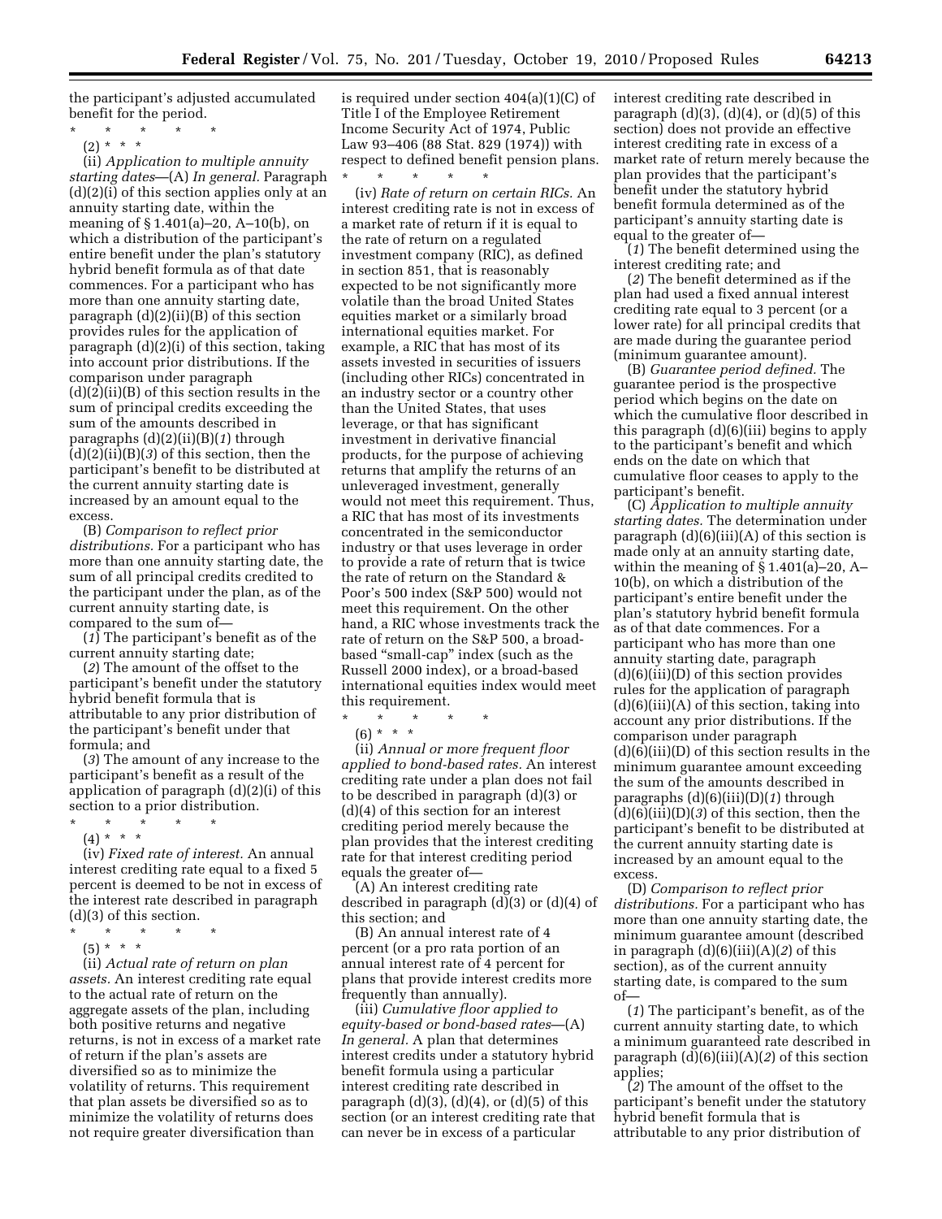the participant's adjusted accumulated benefit for the period.

\* \* \* \* \*

(2) \* \* \*

(ii) *Application to multiple annuity starting dates*—(A) *In general.* Paragraph (d)(2)(i) of this section applies only at an annuity starting date, within the meaning of § 1.401(a)–20, A–10(b), on which a distribution of the participant's entire benefit under the plan's statutory hybrid benefit formula as of that date commences. For a participant who has more than one annuity starting date, paragraph (d)(2)(ii)(B) of this section provides rules for the application of paragraph (d)(2)(i) of this section, taking into account prior distributions. If the comparison under paragraph (d)(2)(ii)(B) of this section results in the sum of principal credits exceeding the sum of the amounts described in paragraphs (d)(2)(ii)(B)(*1*) through (d)(2)(ii)(B)(*3*) of this section, then the participant's benefit to be distributed at the current annuity starting date is increased by an amount equal to the excess.

(B) *Comparison to reflect prior distributions.* For a participant who has more than one annuity starting date, the sum of all principal credits credited to the participant under the plan, as of the current annuity starting date, is compared to the sum of—

(*1*) The participant's benefit as of the current annuity starting date;

(*2*) The amount of the offset to the participant's benefit under the statutory hybrid benefit formula that is attributable to any prior distribution of the participant's benefit under that formula; and

(*3*) The amount of any increase to the participant's benefit as a result of the application of paragraph (d)(2)(i) of this section to a prior distribution.

\* \* \* \* \*

(4) \* \* \*

(iv) *Fixed rate of interest.* An annual interest crediting rate equal to a fixed 5 percent is deemed to be not in excess of the interest rate described in paragraph (d)(3) of this section.

\* \* \* \* \*

(5) \* \* \*

(ii) *Actual rate of return on plan assets.* An interest crediting rate equal to the actual rate of return on the aggregate assets of the plan, including both positive returns and negative returns, is not in excess of a market rate of return if the plan's assets are diversified so as to minimize the volatility of returns. This requirement that plan assets be diversified so as to minimize the volatility of returns does not require greater diversification than is required under section 404(a)(1)(C) of Title I of the Employee Retirement Income Security Act of 1974, Public Law 93–406 (88 Stat. 829 (1974)) with respect to defined benefit pension plans.

\* \* \* \* \*

(iv) *Rate of return on certain RICs.* An interest crediting rate is not in excess of a market rate of return if it is equal to the rate of return on a regulated investment company (RIC), as defined in section 851, that is reasonably expected to be not significantly more volatile than the broad United States equities market or a similarly broad international equities market. For example, a RIC that has most of its assets invested in securities of issuers (including other RICs) concentrated in an industry sector or a country other than the United States, that uses leverage, or that has significant investment in derivative financial products, for the purpose of achieving returns that amplify the returns of an unleveraged investment, generally would not meet this requirement. Thus, a RIC that has most of its investments concentrated in the semiconductor industry or that uses leverage in order to provide a rate of return that is twice the rate of return on the Standard & Poor's 500 index (S&P 500) would not meet this requirement. On the other hand, a RIC whose investments track the rate of return on the S&P 500, a broad-based "small-cap" index (such as the Russell 2000 index), or a broad-based international equities index would meet this requirement.

\* \* \* \* \*

(6) \* \* \*

(ii) *Annual or more frequent floor applied to bond-based rates.* An interest crediting rate under a plan does not fail to be described in paragraph (d)(3) or (d)(4) of this section for an interest crediting rate merely because the plan provides that the interest crediting rate for that interest crediting period equals the greater of—

(A) An interest crediting rate described in paragraph (d)(3) or (d)(4) of this section; and

(B) An annual interest rate of 4 percent (or a pro rata portion of an annual interest rate of 4 percent for plans that provide interest credits more frequently than annually).

(iii) *Cumulative floor applied to equity-based or bond-based rates*—(A) *In general.* A plan that determines interest credits under a statutory hybrid benefit formula using a particular interest crediting rate described in paragraph (d)(3), (d)(4), or (d)(5) of this section (or an interest crediting rate that can never be in excess of a particular interest crediting rate described in paragraph (d)(3), (d)(4), or (d)(5) of this section) does not provide an effective interest crediting rate in excess of a market rate of return merely because the plan provides that the participant's benefit under the statutory hybrid benefit formula determined as of the participant's annuity starting date is equal to the greater of—

(*1*) The benefit determined using the interest crediting rate; and

(*2*) The benefit determined as if the plan had used a fixed annual interest crediting rate equal to 3 percent (or a lower rate) for all principal credits that are made during the guarantee period (minimum guarantee amount).

(B) *Guarantee period defined.* The guarantee period is the prospective period which begins on the date on which the cumulative floor described in this paragraph (d)(6)(iii) begins to apply to the participant's benefit and which ends on the date on which that cumulative floor ceases to apply to the participant's benefit.

(C) *Application to multiple annuity starting dates.* The determination under paragraph (d)(6)(iii)(A) of this section is made only at an annuity starting date, within the meaning of § 1.401(a)–20, A–10(b), on which a distribution of the participant's entire benefit under the plan's statutory hybrid benefit formula as of that date commences. For a participant who has more than one annuity starting date, paragraph (d)(6)(iii)(D) of this section provides rules for the application of paragraph (d)(6)(iii)(A) of this section, taking into account any prior distributions. If the comparison under paragraph (d)(6)(iii)(D) of this section results in the minimum guarantee amount exceeding the sum of the amounts described in paragraphs (d)(6)(iii)(D)(*1*) through (d)(6)(iii)(D)(*3*) of this section, then the participant's benefit to be distributed at the current annuity starting date is increased by an amount equal to the excess.

(D) *Comparison to reflect prior distributions.* For a participant who has more than one annuity starting date, the minimum guarantee amount (described in paragraph (d)(6)(iii)(A)(*2*) of this section), as of the current annuity starting date, is compared to the sum of—

(*1*) The participant's benefit, as of the current annuity starting date, to which a minimum guaranteed rate described in paragraph (d)(6)(iii)(A)(*2*) of this section applies;

(*2*) The amount of the offset to the participant's benefit under the statutory hybrid benefit formula that is attributable to any prior distribution of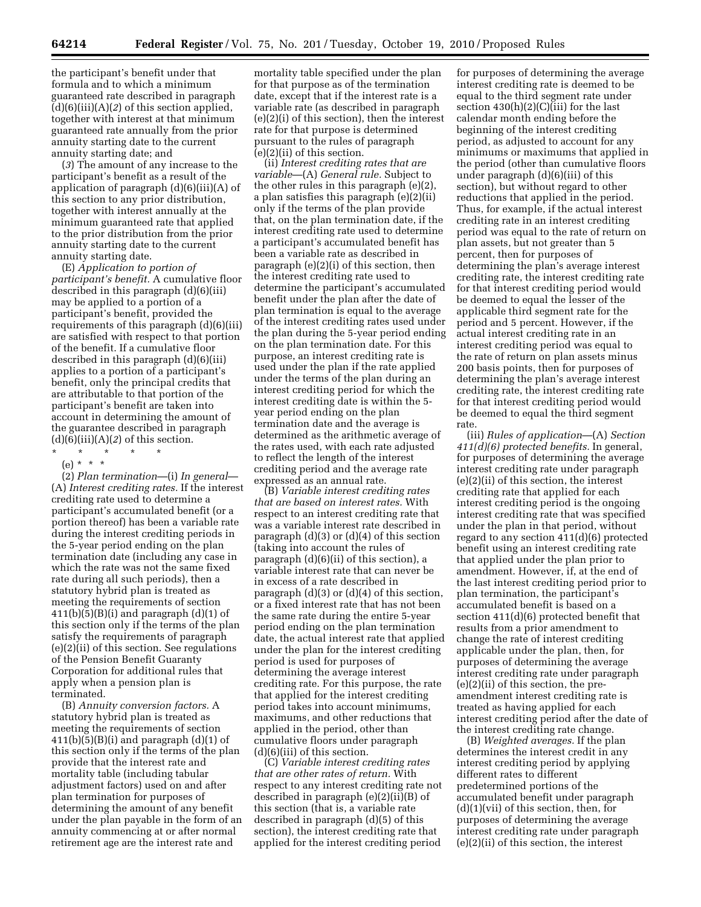the participant's benefit under that formula and to which a minimum guaranteed rate described in paragraph (d)(6)(iii)(A)(*2*) of this section applied, together with interest at that minimum guaranteed rate annually from the prior annuity starting date to the current annuity starting date; and

(*3*) The amount of any increase to the participant's benefit as a result of the application of paragraph (d)(6)(iii)(A) of this section to any prior distribution, together with interest annually at the minimum guaranteed rate that applied to the prior distribution from the prior annuity starting date to the current annuity starting date.

(E) *Application to portion of participant's benefit.* A cumulative floor described in this paragraph (d)(6)(iii) may be applied to a portion of a participant's benefit, provided the requirements of this paragraph (d)(6)(iii) are satisfied with respect to that portion of the benefit. If a cumulative floor described in this paragraph (d)(6)(iii) applies to a portion of a participant's benefit, only the principal credits that are attributable to that portion of the participant's benefit are taken into account in determining the amount of the guarantee described in paragraph (d)(6)(iii)(A)(*2*) of this section.

\* \* \* \* \*

(e) \* \* \*

(2) *Plan termination*—(i) *In general*—(A) *Interest crediting rates.* If the interest crediting rate used to determine a participant's accumulated benefit (or a portion thereof) has been a variable rate during the interest crediting periods in the 5-year period ending on the plan termination date (including any case in which the rate was not the same fixed rate during all such periods), then a statutory hybrid plan is treated as meeting the requirements of section 411(b)(5)(B)(i) and paragraph (d)(1) of this section only if the terms of the plan satisfy the requirements of paragraph (e)(2)(ii) of this section. See regulations of the Pension Benefit Guaranty Corporation for additional rules that apply when a pension plan is terminated.

(B) *Annuity conversion factors.* A statutory hybrid plan is treated as meeting the requirements of section 411(b)(5)(B)(i) and paragraph (d)(1) of this section only if the terms of the plan provide that the interest rate and mortality table (including tabular adjustment factors) used on and after plan termination for purposes of determining the amount of any benefit under the plan payable in the form of an annuity commencing at or after normal retirement age are the interest rate and mortality table specified under the plan for that purpose as of the termination date, except that if the interest rate is a variable rate (as described in paragraph (e)(2)(i) of this section), then the interest rate for that purpose is determined pursuant to the rules of paragraph (e)(2)(ii) of this section.

(ii) *Interest crediting rates that are variable*—(A) *General rule.* Subject to the other rules in this paragraph (e)(2), a plan satisfies this paragraph (e)(2)(ii) only if the terms of the plan provide that, on the plan termination date, if the interest crediting rate used to determine a participant's accumulated benefit has been a variable rate as described in paragraph (e)(2)(i) of this section, then the interest crediting rate used to determine the participant's accumulated benefit under the plan after the date of plan termination is equal to the average of the interest crediting rates used under the plan during the 5-year period ending on the plan termination date. For this purpose, an interest crediting rate is used under the plan if the rate applied under the terms of the plan during an interest crediting period for which the interest crediting date is within the 5-year period ending on the plan termination date and the average is determined as the arithmetic average of the rates used, with each rate adjusted to reflect the length of the interest crediting period and the average rate expressed as an annual rate.

(B) *Variable interest crediting rates that are based on interest rates.* With respect to an interest crediting rate that was a variable interest rate described in paragraph (d)(3) or (d)(4) of this section (taking into account the rules of paragraph (d)(6)(ii) of this section), a variable interest rate that can never be in excess of a rate described in paragraph (d)(3) or (d)(4) of this section, or a fixed interest rate that has not been the same rate during the entire 5-year period ending on the plan termination date, the actual interest rate that applied under the plan for the interest crediting period is used for purposes of determining the average interest crediting rate. For this purpose, the rate that applied for the interest crediting period takes into account minimums, maximums, and other reductions that applied in the period, other than cumulative floors under paragraph (d)(6)(iii) of this section.

(C) *Variable interest crediting rates that are other rates of return.* With respect to any interest crediting rate not described in paragraph (e)(2)(ii)(B) of this section (that is, a variable rate described in paragraph (d)(5) of this section), the interest crediting rate that applied for the interest crediting period for purposes of determining the average interest crediting rate is deemed to be equal to the third segment rate under section 430(h)(2)(C)(iii) for the last calendar month ending before the beginning of the interest crediting period, as adjusted to account for any minimums or maximums that applied in the period (other than cumulative floors under paragraph (d)(6)(iii) of this section), but without regard to other reductions that applied in the period. Thus, for example, if the actual interest crediting rate in an interest crediting period was equal to the rate of return on plan assets, but not greater than 5 percent, then for purposes of determining the plan's average interest crediting rate, the interest crediting rate for that interest crediting period would be deemed to equal the lesser of the applicable third segment rate for the period and 5 percent. However, if the actual interest crediting rate in an interest crediting period was equal to the rate of return on plan assets minus 200 basis points, then for purposes of determining the plan's average interest crediting rate, the interest crediting rate for that interest crediting period would be deemed to equal the third segment rate.

(iii) *Rules of application*—(A) *Section 411(d)(6) protected benefits.* In general, for purposes of determining the average interest crediting rate under paragraph (e)(2)(ii) of this section, the interest crediting rate that applied for each interest crediting period is the ongoing interest crediting rate that was specified under the plan in that period, without regard to any section 411(d)(6) protected benefit using an interest crediting rate that applied under the plan prior to amendment. However, if, at the end of the last interest crediting period prior to plan termination, the participant's accumulated benefit is based on a section 411(d)(6) protected benefit that results from a prior amendment to change the rate of interest crediting applicable under the plan, then, for purposes of determining the average interest crediting rate under paragraph (e)(2)(ii) of this section, the pre-amendment interest crediting rate is treated as having applied for each interest crediting period after the date of the interest crediting rate change.

(B) *Weighted averages.* If the plan determines the interest credit in any interest crediting period by applying different rates to different predetermined portions of the accumulated benefit under paragraph (d)(1)(vii) of this section, then, for purposes of determining the average interest crediting rate under paragraph (e)(2)(ii) of this section, the interest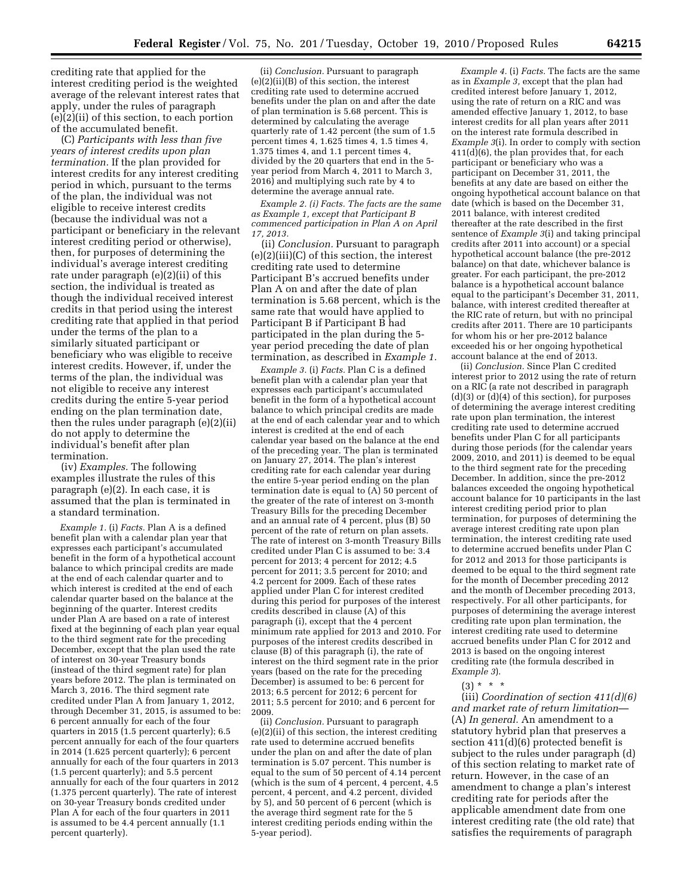crediting rate that applied for the interest crediting period is the weighted average of the relevant interest rates that apply, under the rules of paragraph (e)(2)(ii) of this section, to each portion of the accumulated benefit.

(C) *Participants with less than five years of interest credits upon plan termination.* If the plan provided for interest credits for any interest crediting period in which, pursuant to the terms of the plan, the individual was not eligible to receive interest credits (because the individual was not a participant or beneficiary in the relevant interest crediting period or otherwise), then, for purposes of determining the individual's average interest crediting rate under paragraph (e)(2)(ii) of this section, the individual is treated as though the individual received interest credits in that period using the interest crediting rate that applied in that period under the terms of the plan to a similarly situated participant or beneficiary who was eligible to receive interest credits. However, if, under the terms of the plan, the individual was not eligible to receive any interest credits during the entire 5-year period ending on the plan termination date, then the rules under paragraph (e)(2)(ii) do not apply to determine the individual's benefit after plan termination.

(iv) *Examples.* The following examples illustrate the rules of this paragraph (e)(2). In each case, it is assumed that the plan is terminated in a standard termination.

*Example 1.* (i) *Facts.* Plan A is a defined benefit plan with a calendar plan year that expresses each participant's accumulated benefit in the form of a hypothetical account balance to which principal credits are made at the end of each calendar quarter and to which interest is credited at the end of each calendar quarter based on the balance at the beginning of the quarter. Interest credits under Plan A are based on a rate of interest fixed at the beginning of each plan year equal to the third segment rate for the preceding December, except that the plan used the rate of interest on 30-year Treasury bonds (instead of the third segment rate) for plan years before 2012. The plan is terminated on March 3, 2016. The third segment rate credited under Plan A from January 1, 2012, through December 31, 2015, is assumed to be: 6 percent annually for each of the four quarters in 2015 (1.5 percent quarterly); 6.5 percent annually for each of the four quarters in 2014 (1.625 percent quarterly); 6 percent annually for each of the four quarters in 2013 (1.5 percent quarterly); and 5.5 percent annually for each of the four quarters in 2012 (1.375 percent quarterly). The rate of interest on 30-year Treasury bonds credited under Plan A for each of the four quarters in 2011 is assumed to be 4.4 percent annually (1.1 percent quarterly).

(ii) *Conclusion.* Pursuant to paragraph (e)(2)(ii)(B) of this section, the interest crediting rate used to determine accrued benefits under the plan on and after the date of plan termination is 5.68 percent. This is determined by calculating the average quarterly rate of 1.42 percent (the sum of 1.5 percent times 4, 1.625 times 4, 1.5 times 4, 1.375 times 4, and 1.1 percent times 4, divided by the 20 quarters that end in the 5-year period from March 4, 2011 to March 3, 2016) and multiplying such rate by 4 to determine the average annual rate.

*Example 2. (i) Facts. The facts are the same as Example 1, except that Participant B commenced participation in Plan A on April 17, 2013.*

(ii) *Conclusion.* Pursuant to paragraph (e)(2)(iii)(C) of this section, the interest crediting rate used to determine Participant B's accrued benefits under Plan A on and after the date of plan termination is 5.68 percent, which is the same rate that would have applied to Participant B if Participant B had participated in the plan during the 5-year period preceding the date of plan termination, as described in *Example 1.*

*Example 3.* (i) *Facts.* Plan C is a defined benefit plan with a calendar plan year that expresses each participant's accumulated benefit in the form of a hypothetical account balance to which principal credits are made at the end of each calendar year and to which interest is credited at the end of each calendar year based on the balance at the end of the preceding year. The plan is terminated on January 27, 2014. The plan's interest crediting rate for each calendar year during the entire 5-year period ending on the plan termination date is equal to (A) 50 percent of the greater of the rate of interest on 3-month Treasury Bills for the preceding December and an annual rate of 4 percent, plus (B) 50 percent of the rate of return on plan assets. The rate of interest on 3-month Treasury Bills credited under Plan C is assumed to be: 3.4 percent for 2013; 4 percent for 2012; 4.5 percent for 2011; 3.5 percent for 2010; and 4.2 percent for 2009. Each of these rates applied under Plan C for interest credited during this period for purposes of the interest credits described in clause (A) of this paragraph (i), except that the 4 percent minimum rate applied for 2013 and 2010. For purposes of the interest credits described in clause (B) of this paragraph (i), the rate of interest on the third segment rate in the prior years (based on the rate for the preceding December) is assumed to be: 6 percent for 2013; 6.5 percent for 2012; 6 percent for 2011; 5.5 percent for 2010; and 6 percent for 2009.

(ii) *Conclusion.* Pursuant to paragraph (e)(2)(ii) of this section, the interest crediting rate used to determine accrued benefits under the plan on and after the date of plan termination is 5.07 percent. This number is equal to the sum of 50 percent of 4.14 percent (which is the sum of 4 percent, 4 percent, 4.5 percent, 4 percent, and 4.2 percent, divided by 5), and 50 percent of 6 percent (which is the average third segment rate for the 5 interest crediting periods ending within the 5-year period).

*Example 4.* (i) *Facts.* The facts are the same as in *Example 3,* except that the plan had credited interest before January 1, 2012, using the rate of return on a RIC and was amended effective January 1, 2012, to base interest credits for all plan years after 2011 on the interest rate formula described in *Example 3*(i). In order to comply with section 411(d)(6), the plan provides that, for each participant or beneficiary who was a participant on December 31, 2011, the benefits at any date are based on either the ongoing hypothetical account balance on that date (which is based on the December 31, 2011 balance, with interest credited thereafter at the rate described in the first sentence of *Example 3*(i) and taking principal credits after 2011 into account) or a special hypothetical account balance (the pre-2012 balance) on that date, whichever balance is greater. For each participant, the pre-2012 balance is a hypothetical account balance equal to the participant's December 31, 2011, balance, with interest credited thereafter at the RIC rate of return, but with no principal credits after 2011. There are 10 participants for whom his or her pre-2012 balance exceeded his or her ongoing hypothetical account balance at the end of 2013.

(ii) *Conclusion.* Since Plan C credited interest prior to 2012 using the rate of return on a RIC (a rate not described in paragraph (d)(3) or (d)(4) of this section), for purposes of determining the average interest crediting rate upon plan termination, the interest crediting rate used to determine accrued benefits under Plan C for all participants during those periods (for the calendar years 2009, 2010, and 2011) is deemed to be equal to the third segment rate for the preceding December. In addition, since the pre-2012 balances exceeded the ongoing hypothetical account balance for 10 participants in the last interest crediting period prior to plan termination, for purposes of determining the average interest crediting rate upon plan termination, the interest crediting rate used to determine accrued benefits under Plan C for 2012 and 2013 for those participants is deemed to be equal to the third segment rate for the month of December preceding 2012 and the month of December preceding 2013, respectively. For all other participants, for purposes of determining the average interest crediting rate upon plan termination, the interest crediting rate used to determine accrued benefits under Plan C for 2012 and 2013 is based on the ongoing interest crediting rate (the formula described in *Example 3*).

(3) * * *

(iii) *Coordination of section 411(d)(6) and market rate of return limitation*—(A) *In general.* An amendment to a statutory hybrid plan that preserves a section 411(d)(6) protected benefit is subject to the rules under paragraph (d) of this section relating to market rate of return. However, in the case of an amendment to change a plan's interest crediting rate for periods after the applicable amendment date from one interest crediting rate (the old rate) that satisfies the requirements of paragraph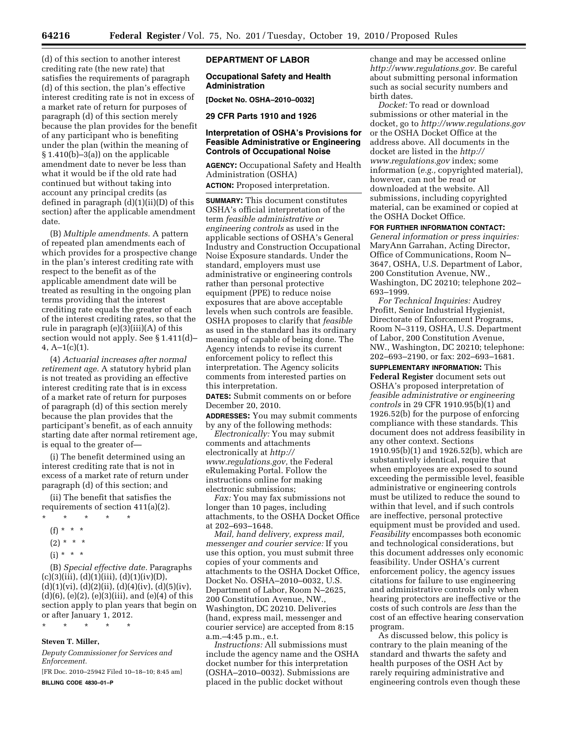(d) of this section to another interest crediting rate (the new rate) that satisfies the requirements of paragraph (d) of this section, the plan's effective interest crediting rate is not in excess of a market rate of return for purposes of paragraph (d) of this section merely because the plan provides for the benefit of any participant who is benefiting under the plan (within the meaning of § 1.410(b)–3(a)) on the applicable amendment date to never be less than what it would be if the old rate had continued but without taking into account any principal credits (as defined in paragraph (d)(1)(ii)(D) of this section) after the applicable amendment date.

(B) *Multiple amendments.* A pattern of repeated plan amendments each of which provides for a prospective change in the plan's interest crediting rate with respect to the benefit as of the applicable amendment date will be treated as resulting in the ongoing plan terms providing that the interest crediting rate equals the greater of each of the interest crediting rates, so that the rule in paragraph (e)(3)(iii)(A) of this section would not apply. See § 1.411(d)–4, A–1(c)(1).

(4) *Actuarial increases after normal retirement age.* A statutory hybrid plan is not treated as providing an effective interest crediting rate that is in excess of a market rate of return for purposes of paragraph (d) of this section merely because the plan provides that the participant's benefit, as of each annuity starting date after normal retirement age, is equal to the greater of—

(i) The benefit determined using an interest crediting rate that is not in excess of a market rate of return under paragraph (d) of this section; and

(ii) The benefit that satisfies the requirements of section 411(a)(2).

\* \* \* \* \*

(f) \* \* \*

(2) \* \* \*

(i) \* \* \*

(B) *Special effective date.* Paragraphs (c)(3)(iii), (d)(1)(iii), (d)(1)(iv)(D), (d)(1)(vi), (d)(2)(ii), (d)(4)(iv), (d)(5)(iv), (d)(6), (e)(2), (e)(3)(iii), and (e)(4) of this section apply to plan years that begin on or after January 1, 2012.

\* \* \* \* \*

**Steven T. Miller,**

*Deputy Commissioner for Services and Enforcement.*

[FR Doc. 2010–25942 Filed 10–18–10; 8:45 am]

**BILLING CODE 4830–01–P**

## DEPARTMENT OF LABOR

### Occupational Safety and Health Administration

**[Docket No. OSHA–2010–0032]**

### 29 CFR Parts 1910 and 1926

### Interpretation of OSHA's Provisions for Feasible Administrative or Engineering Controls of Occupational Noise

**AGENCY:** Occupational Safety and Health Administration (OSHA)

**ACTION:** Proposed interpretation.

**SUMMARY:** This document constitutes OSHA's official interpretation of the term *feasible administrative or engineering controls* as used in the applicable sections of OSHA's General Industry and Construction Occupational Noise Exposure standards. Under the standard, employers must use administrative or engineering controls rather than personal protective equipment (PPE) to reduce noise exposures that are above acceptable levels when such controls are feasible. OSHA proposes to clarify that *feasible* as used in the standard has its ordinary meaning of capable of being done. The Agency intends to revise its current enforcement policy to reflect this interpretation. The Agency solicits comments from interested parties on this interpretation.

**DATES:** Submit comments on or before December 20, 2010.

**ADDRESSES:** You may submit comments by any of the following methods:

*Electronically:* You may submit comments and attachments electronically at *http://www.regulations.gov,* the Federal eRulemaking Portal. Follow the instructions online for making electronic submissions;

*Fax:* You may fax submissions not longer than 10 pages, including attachments, to the OSHA Docket Office at 202–693–1648.

*Mail, hand delivery, express mail, messenger and courier service:* If you use this option, you must submit three copies of your comments and attachments to the OSHA Docket Office, Docket No. OSHA–2010–0032, U.S. Department of Labor, Room N–2625, 200 Constitution Avenue, NW., Washington, DC 20210. Deliveries (hand, express mail, messenger and courier service) are accepted from 8:15 a.m.–4:45 p.m., e.t.

*Instructions:* All submissions must include the agency name and the OSHA docket number for this interpretation (OSHA–2010–0032). Submissions are placed in the public docket without change and may be accessed online *http://www.regulations.gov.* Be careful about submitting personal information such as social security numbers and birth dates.

*Docket:* To read or download submissions or other material in the docket, go to *http://www.regulations.gov* or the OSHA Docket Office at the address above. All documents in the docket are listed in the *http://www.regulations.gov* index; some information (*e.g.,* copyrighted material), however, can not be read or downloaded at the website. All submissions, including copyrighted material, can be examined or copied at the OSHA Docket Office.

**FOR FURTHER INFORMATION CONTACT:**

*General information or press inquiries:* MaryAnn Garrahan, Acting Director, Office of Communications, Room N–3647, OSHA, U.S. Department of Labor, 200 Constitution Avenue, NW., Washington, DC 20210; telephone 202–693–1999.

*For Technical Inquiries:* Audrey Profitt, Senior Industrial Hygienist, Directorate of Enforcement Programs, Room N–3119, OSHA, U.S. Department of Labor, 200 Constitution Avenue, NW., Washington, DC 20210; telephone: 202–693–2190, or fax: 202–693–1681.

**SUPPLEMENTARY INFORMATION:** This **Federal Register** document sets out OSHA's proposed interpretation of *feasible administrative or engineering controls* in 29 CFR 1910.95(b)(1) and 1926.52(b) for the purpose of enforcing compliance with these standards. This document does not address feasibility in any other context. Sections 1910.95(b)(1) and 1926.52(b), which are substantively identical, require that when employees are exposed to sound exceeding the permissible level, feasible administrative or engineering controls must be utilized to reduce the sound to within that level, and if such controls are ineffective, personal protective equipment must be provided and used. *Feasibility* encompasses both economic and technological considerations, but this document addresses only economic feasibility. Under OSHA's current enforcement policy, the agency issues citations for failure to use engineering and administrative controls only when hearing protectors are ineffective or the costs of such controls are *less* than the cost of an effective hearing conservation program.

As discussed below, this policy is contrary to the plain meaning of the standard and thwarts the safety and health purposes of the OSH Act by rarely requiring administrative and engineering controls even though these